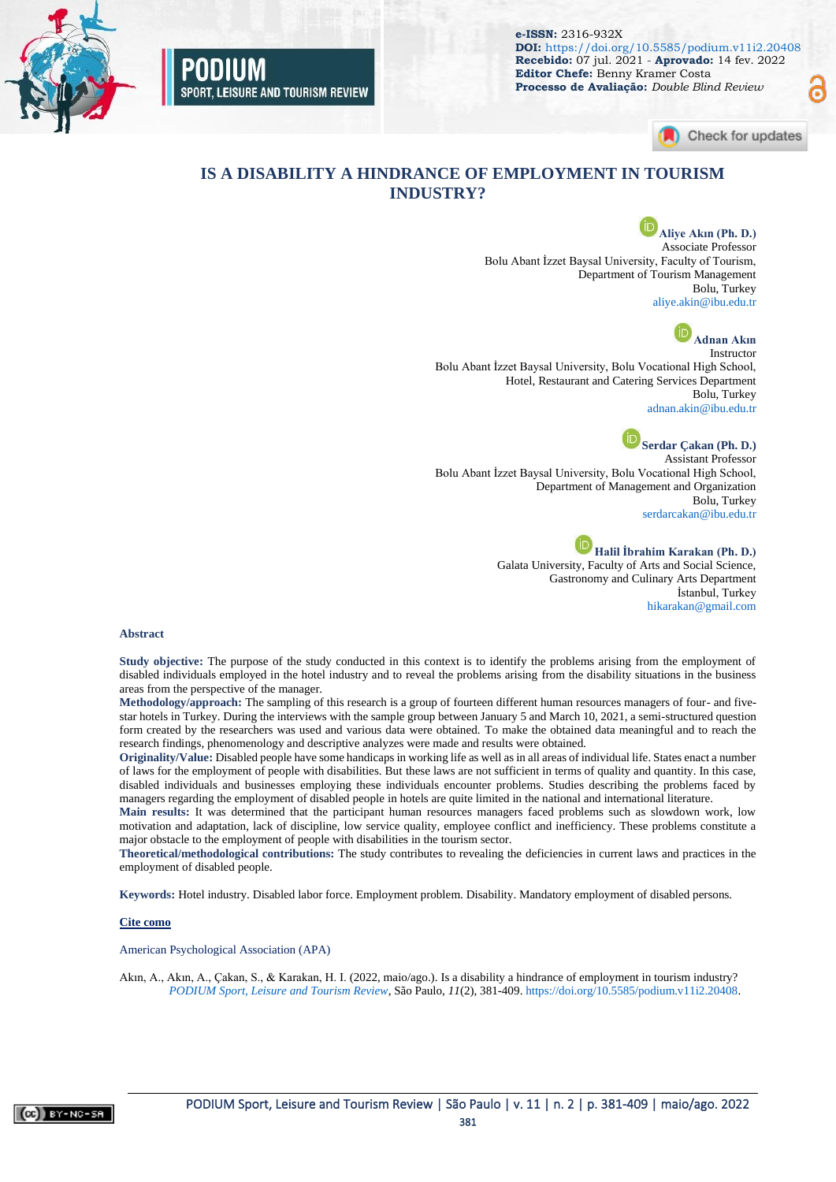e-ISSN: 2316-932X
DOI: https://doi.org/10.5585/podium.v11i2.20408
Recebido: 07 jul. 2021 - Aprovado: 14 fev. 2022
Editor Chefe: Benny Kramer Costa
Processo de Avaliação: *Double Blind Review*

# IS A DISABILITY A HINDRANCE OF EMPLOYMENT IN TOURISM INDUSTRY?

**Aliye Akın (Ph. D.)**
Associate Professor
Bolu Abant İzzet Baysal University, Faculty of Tourism,
Department of Tourism Management
Bolu, Turkey
aliye.akin@ibu.edu.tr

**Adnan Akın**
Instructor
Bolu Abant İzzet Baysal University, Bolu Vocational High School,
Hotel, Restaurant and Catering Services Department
Bolu, Turkey
adnan.akin@ibu.edu.tr

**Serdar Çakan (Ph. D.)**
Assistant Professor
Bolu Abant İzzet Baysal University, Bolu Vocational High School,
Department of Management and Organization
Bolu, Turkey
serdarcakan@ibu.edu.tr

**Halil İbrahim Karakan (Ph. D.)**
Galata University, Faculty of Arts and Social Science,
Gastronomy and Culinary Arts Department
İstanbul, Turkey
hikarakan@gmail.com

## Abstract

**Study objective:** The purpose of the study conducted in this context is to identify the problems arising from the employment of disabled individuals employed in the hotel industry and to reveal the problems arising from the disability situations in the business areas from the perspective of the manager.
**Methodology/approach:** The sampling of this research is a group of fourteen different human resources managers of four- and five-star hotels in Turkey. During the interviews with the sample group between January 5 and March 10, 2021, a semi-structured question form created by the researchers was used and various data were obtained. To make the obtained data meaningful and to reach the research findings, phenomenology and descriptive analyzes were made and results were obtained.
**Originality/Value:** Disabled people have some handicaps in working life as well as in all areas of individual life. States enact a number of laws for the employment of people with disabilities. But these laws are not sufficient in terms of quality and quantity. In this case, disabled individuals and businesses employing these individuals encounter problems. Studies describing the problems faced by managers regarding the employment of disabled people in hotels are quite limited in the national and international literature.
**Main results:** It was determined that the participant human resources managers faced problems such as slowdown work, low motivation and adaptation, lack of discipline, low service quality, employee conflict and inefficiency. These problems constitute a major obstacle to the employment of people with disabilities in the tourism sector.
**Theoretical/methodological contributions:** The study contributes to revealing the deficiencies in current laws and practices in the employment of disabled people.

**Keywords:** Hotel industry. Disabled labor force. Employment problem. Disability. Mandatory employment of disabled persons.

**Cite como**

American Psychological Association (APA)

Akın, A., Akın, A., Çakan, S., & Karakan, H. I. (2022, maio/ago.). Is a disability a hindrance of employment in tourism industry? *PODIUM Sport, Leisure and Tourism Review*, São Paulo, *11*(2), 381-409. https://doi.org/10.5585/podium.v11i2.20408.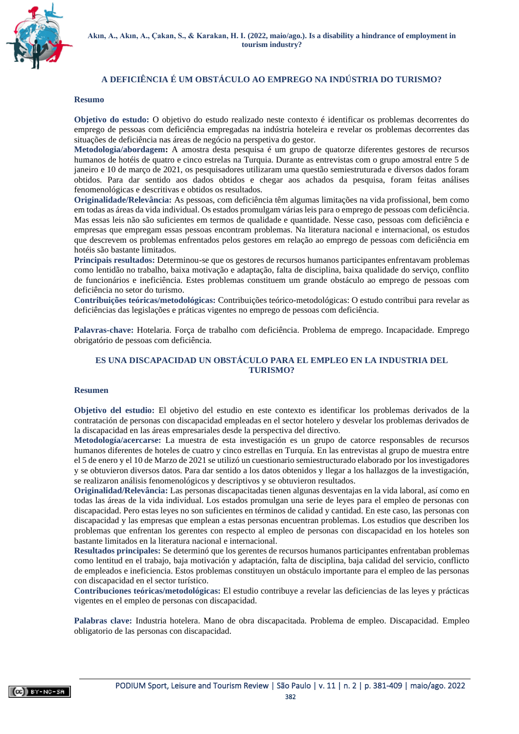## A DEFICIÊNCIA É UM OBSTÁCULO AO EMPREGO NA INDÚSTRIA DO TURISMO?

### Resumo

**Objetivo do estudo:** O objetivo do estudo realizado neste contexto é identificar os problemas decorrentes do emprego de pessoas com deficiência empregadas na indústria hoteleira e revelar os problemas decorrentes das situações de deficiência nas áreas de negócio na perspetiva do gestor.
**Metodologia/abordagem:** A amostra desta pesquisa é um grupo de quatorze diferentes gestores de recursos humanos de hotéis de quatro e cinco estrelas na Turquia. Durante as entrevistas com o grupo amostral entre 5 de janeiro e 10 de março de 2021, os pesquisadores utilizaram uma questão semiestruturada e diversos dados foram obtidos. Para dar sentido aos dados obtidos e chegar aos achados da pesquisa, foram feitas análises fenomenológicas e descritivas e obtidos os resultados.
**Originalidade/Relevância:** As pessoas, com deficiência têm algumas limitações na vida profissional, bem como em todas as áreas da vida individual. Os estados promulgam várias leis para o emprego de pessoas com deficiência. Mas essas leis não são suficientes em termos de qualidade e quantidade. Nesse caso, pessoas com deficiência e empresas que empregam essas pessoas encontram problemas. Na literatura nacional e internacional, os estudos que descrevem os problemas enfrentados pelos gestores em relação ao emprego de pessoas com deficiência em hotéis são bastante limitados.
**Principais resultados:** Determinou-se que os gestores de recursos humanos participantes enfrentavam problemas como lentidão no trabalho, baixa motivação e adaptação, falta de disciplina, baixa qualidade do serviço, conflito de funcionários e ineficiência. Estes problemas constituem um grande obstáculo ao emprego de pessoas com deficiência no setor do turismo.
**Contribuições teóricas/metodológicas:** Contribuições teórico-metodológicas: O estudo contribui para revelar as deficiências das legislações e práticas vigentes no emprego de pessoas com deficiência.

**Palavras-chave:** Hotelaria. Força de trabalho com deficiência. Problema de emprego. Incapacidade. Emprego obrigatório de pessoas com deficiência.

## ES UNA DISCAPACIDAD UN OBSTÁCULO PARA EL EMPLEO EN LA INDUSTRIA DEL TURISMO?

### Resumen

**Objetivo del estudio:** El objetivo del estudio en este contexto es identificar los problemas derivados de la contratación de personas con discapacidad empleadas en el sector hotelero y desvelar los problemas derivados de la discapacidad en las áreas empresariales desde la perspectiva del directivo.
**Metodología/acercarse:** La muestra de esta investigación es un grupo de catorce responsables de recursos humanos diferentes de hoteles de cuatro y cinco estrellas en Turquía. En las entrevistas al grupo de muestra entre el 5 de enero y el 10 de Marzo de 2021 se utilizó un cuestionario semiestructurado elaborado por los investigadores y se obtuvieron diversos datos. Para dar sentido a los datos obtenidos y llegar a los hallazgos de la investigación, se realizaron análisis fenomenológicos y descriptivos y se obtuvieron resultados.
**Originalidad/Relevância:** Las personas discapacitadas tienen algunas desventajas en la vida laboral, así como en todas las áreas de la vida individual. Los estados promulgan una serie de leyes para el empleo de personas con discapacidad. Pero estas leyes no son suficientes en términos de calidad y cantidad. En este caso, las personas con discapacidad y las empresas que emplean a estas personas encuentran problemas. Los estudios que describen los problemas que enfrentan los gerentes con respecto al empleo de personas con discapacidad en los hoteles son bastante limitados en la literatura nacional e internacional.
**Resultados principales:** Se determinó que los gerentes de recursos humanos participantes enfrentaban problemas como lentitud en el trabajo, baja motivación y adaptación, falta de disciplina, baja calidad del servicio, conflicto de empleados e ineficiencia. Estos problemas constituyen un obstáculo importante para el empleo de las personas con discapacidad en el sector turístico.
**Contribuciones teóricas/metodológicas:** El estudio contribuye a revelar las deficiencias de las leyes y prácticas vigentes en el empleo de personas con discapacidad.

**Palabras clave:** Industria hotelera. Mano de obra discapacitada. Problema de empleo. Discapacidad. Empleo obligatorio de las personas con discapacidad.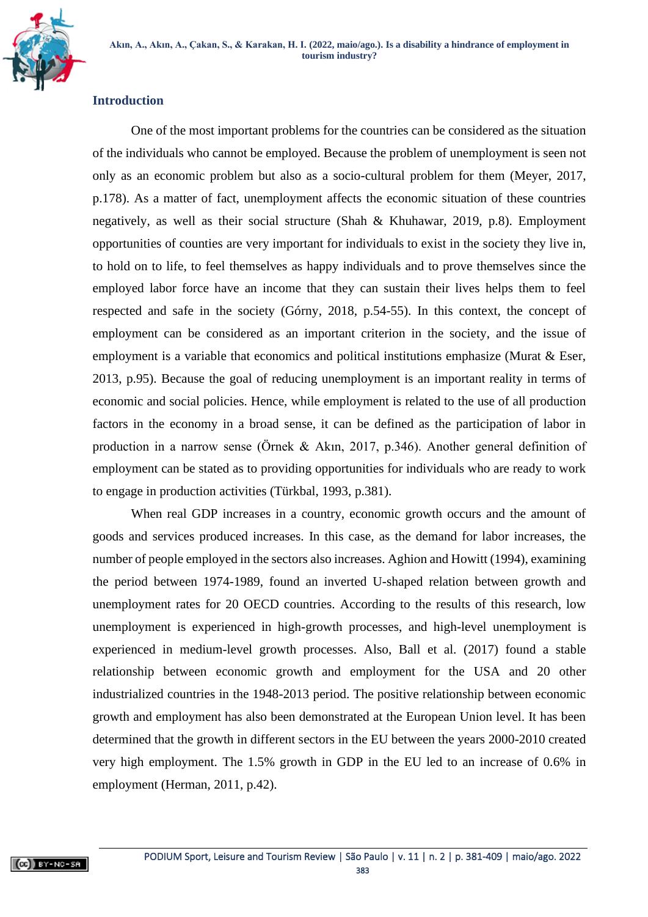## Introduction

One of the most important problems for the countries can be considered as the situation of the individuals who cannot be employed. Because the problem of unemployment is seen not only as an economic problem but also as a socio-cultural problem for them (Meyer, 2017, p.178). As a matter of fact, unemployment affects the economic situation of these countries negatively, as well as their social structure (Shah & Khuhawar, 2019, p.8). Employment opportunities of counties are very important for individuals to exist in the society they live in, to hold on to life, to feel themselves as happy individuals and to prove themselves since the employed labor force have an income that they can sustain their lives helps them to feel respected and safe in the society (Górny, 2018, p.54-55). In this context, the concept of employment can be considered as an important criterion in the society, and the issue of employment is a variable that economics and political institutions emphasize (Murat & Eser, 2013, p.95). Because the goal of reducing unemployment is an important reality in terms of economic and social policies. Hence, while employment is related to the use of all production factors in the economy in a broad sense, it can be defined as the participation of labor in production in a narrow sense (Örnek & Akın, 2017, p.346). Another general definition of employment can be stated as to providing opportunities for individuals who are ready to work to engage in production activities (Türkbal, 1993, p.381).

When real GDP increases in a country, economic growth occurs and the amount of goods and services produced increases. In this case, as the demand for labor increases, the number of people employed in the sectors also increases. Aghion and Howitt (1994), examining the period between 1974-1989, found an inverted U-shaped relation between growth and unemployment rates for 20 OECD countries. According to the results of this research, low unemployment is experienced in high-growth processes, and high-level unemployment is experienced in medium-level growth processes. Also, Ball et al. (2017) found a stable relationship between economic growth and employment for the USA and 20 other industrialized countries in the 1948-2013 period. The positive relationship between economic growth and employment has also been demonstrated at the European Union level. It has been determined that the growth in different sectors in the EU between the years 2000-2010 created very high employment. The 1.5% growth in GDP in the EU led to an increase of 0.6% in employment (Herman, 2011, p.42).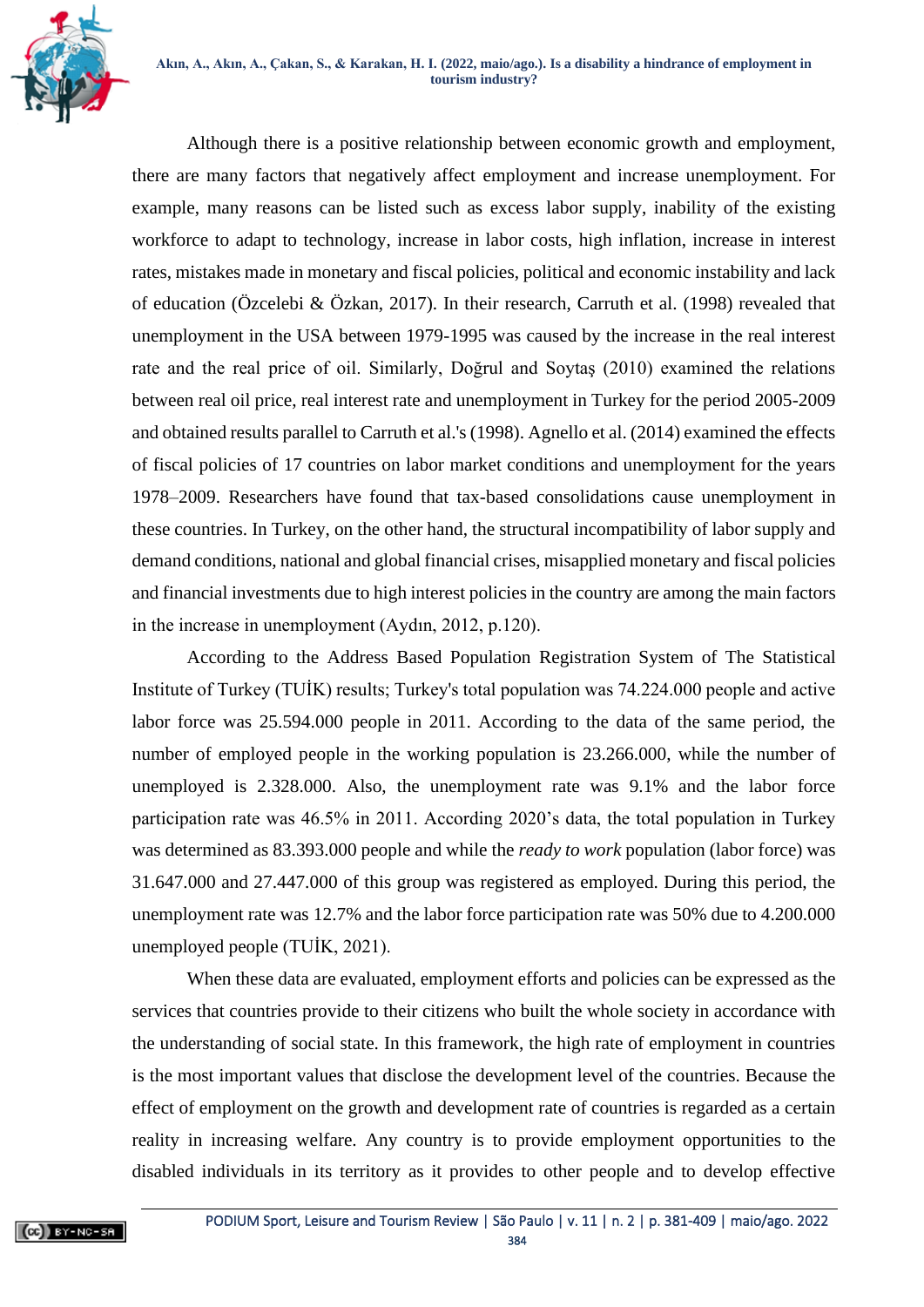Although there is a positive relationship between economic growth and employment, there are many factors that negatively affect employment and increase unemployment. For example, many reasons can be listed such as excess labor supply, inability of the existing workforce to adapt to technology, increase in labor costs, high inflation, increase in interest rates, mistakes made in monetary and fiscal policies, political and economic instability and lack of education (Özcelebi & Özkan, 2017). In their research, Carruth et al. (1998) revealed that unemployment in the USA between 1979-1995 was caused by the increase in the real interest rate and the real price of oil. Similarly, Doğrul and Soytaş (2010) examined the relations between real oil price, real interest rate and unemployment in Turkey for the period 2005-2009 and obtained results parallel to Carruth et al.'s (1998). Agnello et al. (2014) examined the effects of fiscal policies of 17 countries on labor market conditions and unemployment for the years 1978–2009. Researchers have found that tax-based consolidations cause unemployment in these countries. In Turkey, on the other hand, the structural incompatibility of labor supply and demand conditions, national and global financial crises, misapplied monetary and fiscal policies and financial investments due to high interest policies in the country are among the main factors in the increase in unemployment (Aydın, 2012, p.120).

According to the Address Based Population Registration System of The Statistical Institute of Turkey (TUİK) results; Turkey's total population was 74.224.000 people and active labor force was 25.594.000 people in 2011. According to the data of the same period, the number of employed people in the working population is 23.266.000, while the number of unemployed is 2.328.000. Also, the unemployment rate was 9.1% and the labor force participation rate was 46.5% in 2011. According 2020's data, the total population in Turkey was determined as 83.393.000 people and while the *ready to work* population (labor force) was 31.647.000 and 27.447.000 of this group was registered as employed. During this period, the unemployment rate was 12.7% and the labor force participation rate was 50% due to 4.200.000 unemployed people (TUİK, 2021).

When these data are evaluated, employment efforts and policies can be expressed as the services that countries provide to their citizens who built the whole society in accordance with the understanding of social state. In this framework, the high rate of employment in countries is the most important values that disclose the development level of the countries. Because the effect of employment on the growth and development rate of countries is regarded as a certain reality in increasing welfare. Any country is to provide employment opportunities to the disabled individuals in its territory as it provides to other people and to develop effective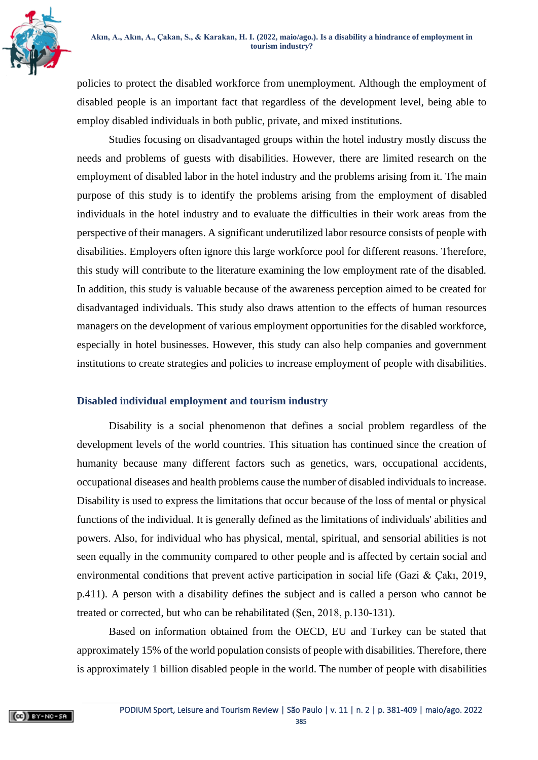policies to protect the disabled workforce from unemployment. Although the employment of disabled people is an important fact that regardless of the development level, being able to employ disabled individuals in both public, private, and mixed institutions.

Studies focusing on disadvantaged groups within the hotel industry mostly discuss the needs and problems of guests with disabilities. However, there are limited research on the employment of disabled labor in the hotel industry and the problems arising from it. The main purpose of this study is to identify the problems arising from the employment of disabled individuals in the hotel industry and to evaluate the difficulties in their work areas from the perspective of their managers. A significant underutilized labor resource consists of people with disabilities. Employers often ignore this large workforce pool for different reasons. Therefore, this study will contribute to the literature examining the low employment rate of the disabled. In addition, this study is valuable because of the awareness perception aimed to be created for disadvantaged individuals. This study also draws attention to the effects of human resources managers on the development of various employment opportunities for the disabled workforce, especially in hotel businesses. However, this study can also help companies and government institutions to create strategies and policies to increase employment of people with disabilities.

## Disabled individual employment and tourism industry

Disability is a social phenomenon that defines a social problem regardless of the development levels of the world countries. This situation has continued since the creation of humanity because many different factors such as genetics, wars, occupational accidents, occupational diseases and health problems cause the number of disabled individuals to increase. Disability is used to express the limitations that occur because of the loss of mental or physical functions of the individual. It is generally defined as the limitations of individuals' abilities and powers. Also, for individual who has physical, mental, spiritual, and sensorial abilities is not seen equally in the community compared to other people and is affected by certain social and environmental conditions that prevent active participation in social life (Gazi & Çakı, 2019, p.411). A person with a disability defines the subject and is called a person who cannot be treated or corrected, but who can be rehabilitated (Şen, 2018, p.130-131).

Based on information obtained from the OECD, EU and Turkey can be stated that approximately 15% of the world population consists of people with disabilities. Therefore, there is approximately 1 billion disabled people in the world. The number of people with disabilities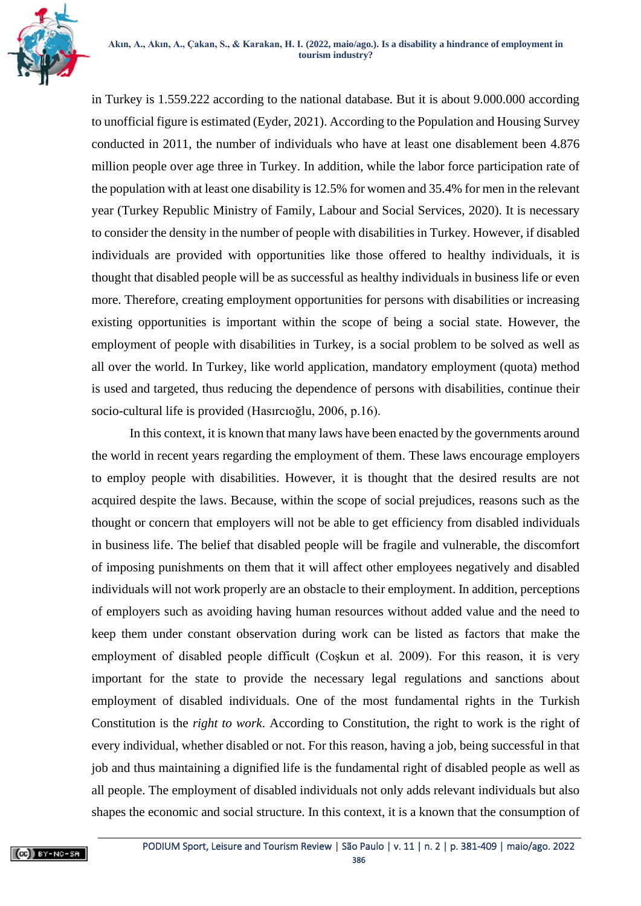in Turkey is 1.559.222 according to the national database. But it is about 9.000.000 according to unofficial figure is estimated (Eyder, 2021). According to the Population and Housing Survey conducted in 2011, the number of individuals who have at least one disablement been 4.876 million people over age three in Turkey. In addition, while the labor force participation rate of the population with at least one disability is 12.5% for women and 35.4% for men in the relevant year (Turkey Republic Ministry of Family, Labour and Social Services, 2020). It is necessary to consider the density in the number of people with disabilities in Turkey. However, if disabled individuals are provided with opportunities like those offered to healthy individuals, it is thought that disabled people will be as successful as healthy individuals in business life or even more. Therefore, creating employment opportunities for persons with disabilities or increasing existing opportunities is important within the scope of being a social state. However, the employment of people with disabilities in Turkey, is a social problem to be solved as well as all over the world. In Turkey, like world application, mandatory employment (quota) method is used and targeted, thus reducing the dependence of persons with disabilities, continue their socio-cultural life is provided (Hasırcıoğlu, 2006, p.16).

In this context, it is known that many laws have been enacted by the governments around the world in recent years regarding the employment of them. These laws encourage employers to employ people with disabilities. However, it is thought that the desired results are not acquired despite the laws. Because, within the scope of social prejudices, reasons such as the thought or concern that employers will not be able to get efficiency from disabled individuals in business life. The belief that disabled people will be fragile and vulnerable, the discomfort of imposing punishments on them that it will affect other employees negatively and disabled individuals will not work properly are an obstacle to their employment. In addition, perceptions of employers such as avoiding having human resources without added value and the need to keep them under constant observation during work can be listed as factors that make the employment of disabled people difficult (Coşkun et al. 2009). For this reason, it is very important for the state to provide the necessary legal regulations and sanctions about employment of disabled individuals. One of the most fundamental rights in the Turkish Constitution is the *right to work*. According to Constitution, the right to work is the right of every individual, whether disabled or not. For this reason, having a job, being successful in that job and thus maintaining a dignified life is the fundamental right of disabled people as well as all people. The employment of disabled individuals not only adds relevant individuals but also shapes the economic and social structure. In this context, it is a known that the consumption of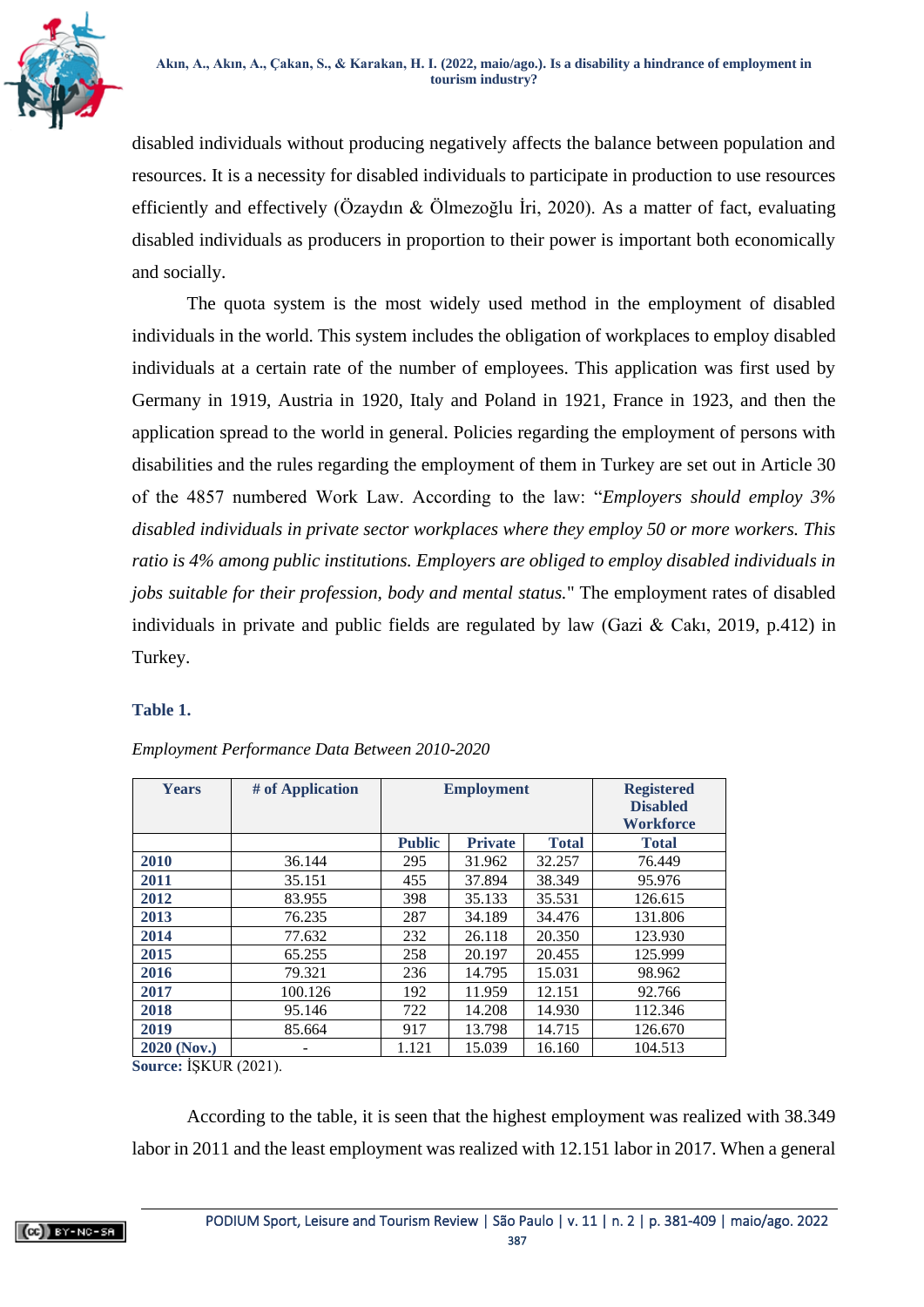disabled individuals without producing negatively affects the balance between population and resources. It is a necessity for disabled individuals to participate in production to use resources efficiently and effectively (Özaydın & Ölmezoğlu İri, 2020). As a matter of fact, evaluating disabled individuals as producers in proportion to their power is important both economically and socially.

The quota system is the most widely used method in the employment of disabled individuals in the world. This system includes the obligation of workplaces to employ disabled individuals at a certain rate of the number of employees. This application was first used by Germany in 1919, Austria in 1920, Italy and Poland in 1921, France in 1923, and then the application spread to the world in general. Policies regarding the employment of persons with disabilities and the rules regarding the employment of them in Turkey are set out in Article 30 of the 4857 numbered Work Law. According to the law: "*Employers should employ 3% disabled individuals in private sector workplaces where they employ 50 or more workers. This ratio is 4% among public institutions. Employers are obliged to employ disabled individuals in jobs suitable for their profession, body and mental status.*" The employment rates of disabled individuals in private and public fields are regulated by law (Gazi & Cakı, 2019, p.412) in Turkey.

**Table 1.**

*Employment Performance Data Between 2010-2020*

| Years | # of Application | Employment | | | Registered Disabled Workforce |
|---|---|---|---|---|---|
| | | Public | Private | Total | Total |
| **2010** | 36.144 | 295 | 31.962 | 32.257 | 76.449 |
| **2011** | 35.151 | 455 | 37.894 | 38.349 | 95.976 |
| **2012** | 83.955 | 398 | 35.133 | 35.531 | 126.615 |
| **2013** | 76.235 | 287 | 34.189 | 34.476 | 131.806 |
| **2014** | 77.632 | 232 | 26.118 | 20.350 | 123.930 |
| **2015** | 65.255 | 258 | 20.197 | 20.455 | 125.999 |
| **2016** | 79.321 | 236 | 14.795 | 15.031 | 98.962 |
| **2017** | 100.126 | 192 | 11.959 | 12.151 | 92.766 |
| **2018** | 95.146 | 722 | 14.208 | 14.930 | 112.346 |
| **2019** | 85.664 | 917 | 13.798 | 14.715 | 126.670 |
| **2020 (Nov.)** | - | 1.121 | 15.039 | 16.160 | 104.513 |

**Source:** İŞKUR (2021).

According to the table, it is seen that the highest employment was realized with 38.349 labor in 2011 and the least employment was realized with 12.151 labor in 2017. When a general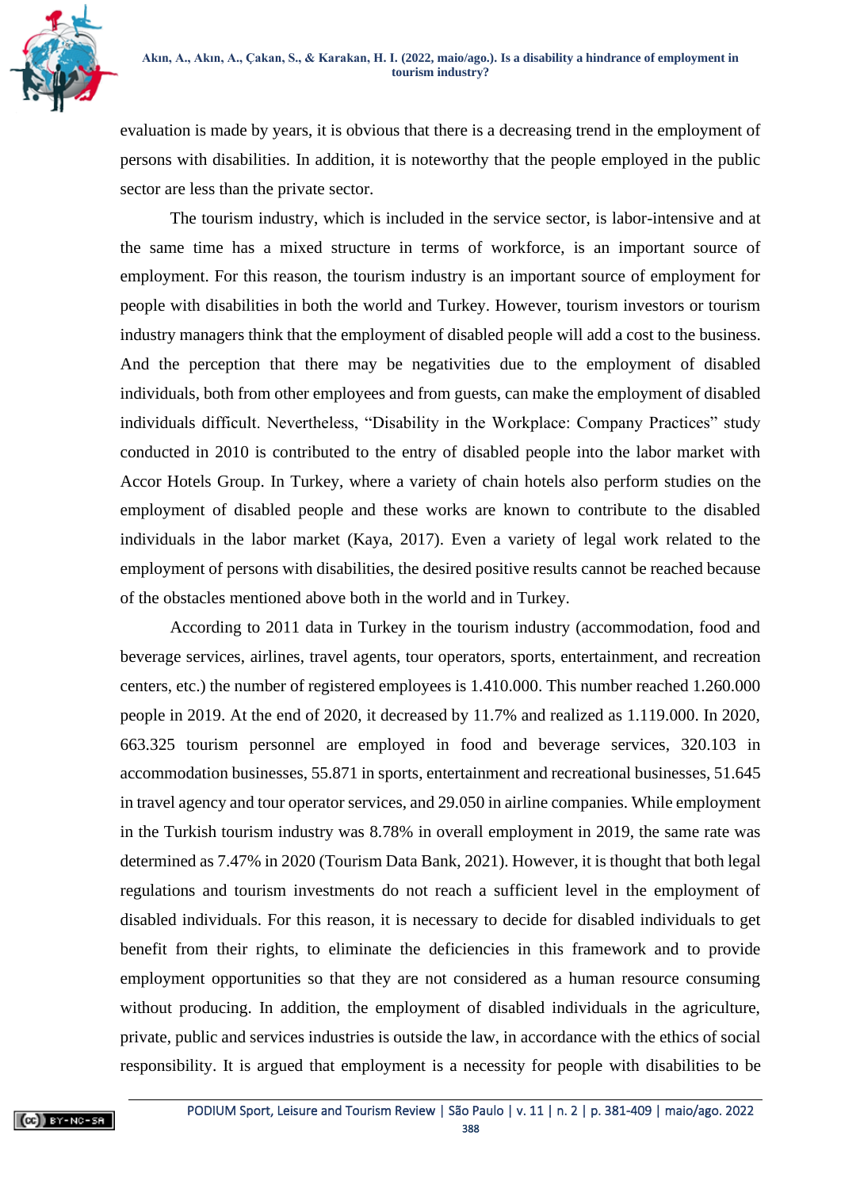evaluation is made by years, it is obvious that there is a decreasing trend in the employment of persons with disabilities. In addition, it is noteworthy that the people employed in the public sector are less than the private sector.

The tourism industry, which is included in the service sector, is labor-intensive and at the same time has a mixed structure in terms of workforce, is an important source of employment. For this reason, the tourism industry is an important source of employment for people with disabilities in both the world and Turkey. However, tourism investors or tourism industry managers think that the employment of disabled people will add a cost to the business. And the perception that there may be negativities due to the employment of disabled individuals, both from other employees and from guests, can make the employment of disabled individuals difficult. Nevertheless, "Disability in the Workplace: Company Practices" study conducted in 2010 is contributed to the entry of disabled people into the labor market with Accor Hotels Group. In Turkey, where a variety of chain hotels also perform studies on the employment of disabled people and these works are known to contribute to the disabled individuals in the labor market (Kaya, 2017). Even a variety of legal work related to the employment of persons with disabilities, the desired positive results cannot be reached because of the obstacles mentioned above both in the world and in Turkey.

According to 2011 data in Turkey in the tourism industry (accommodation, food and beverage services, airlines, travel agents, tour operators, sports, entertainment, and recreation centers, etc.) the number of registered employees is 1.410.000. This number reached 1.260.000 people in 2019. At the end of 2020, it decreased by 11.7% and realized as 1.119.000. In 2020, 663.325 tourism personnel are employed in food and beverage services, 320.103 in accommodation businesses, 55.871 in sports, entertainment and recreational businesses, 51.645 in travel agency and tour operator services, and 29.050 in airline companies. While employment in the Turkish tourism industry was 8.78% in overall employment in 2019, the same rate was determined as 7.47% in 2020 (Tourism Data Bank, 2021). However, it is thought that both legal regulations and tourism investments do not reach a sufficient level in the employment of disabled individuals. For this reason, it is necessary to decide for disabled individuals to get benefit from their rights, to eliminate the deficiencies in this framework and to provide employment opportunities so that they are not considered as a human resource consuming without producing. In addition, the employment of disabled individuals in the agriculture, private, public and services industries is outside the law, in accordance with the ethics of social responsibility. It is argued that employment is a necessity for people with disabilities to be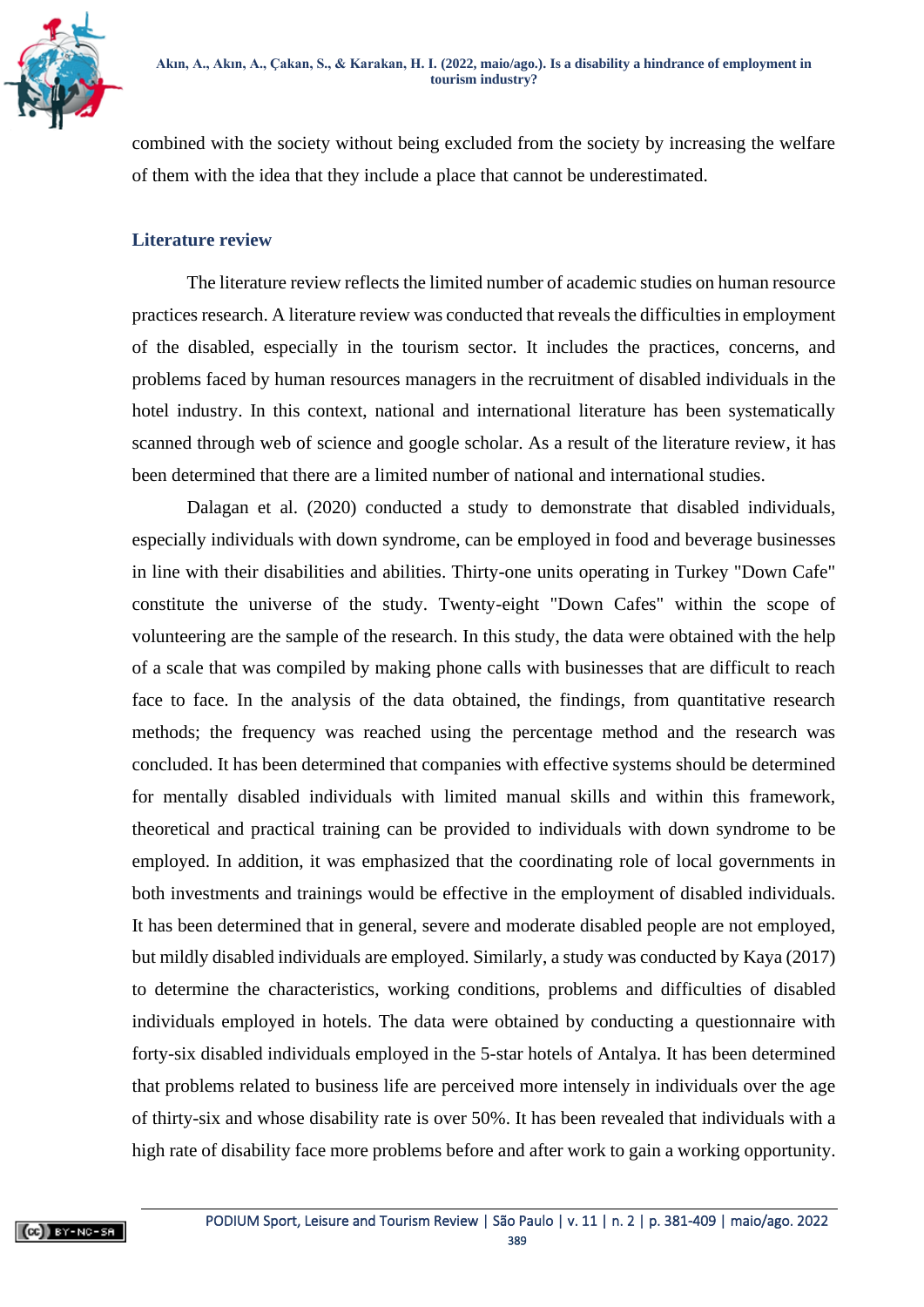combined with the society without being excluded from the society by increasing the welfare of them with the idea that they include a place that cannot be underestimated.

## Literature review

The literature review reflects the limited number of academic studies on human resource practices research. A literature review was conducted that reveals the difficulties in employment of the disabled, especially in the tourism sector. It includes the practices, concerns, and problems faced by human resources managers in the recruitment of disabled individuals in the hotel industry. In this context, national and international literature has been systematically scanned through web of science and google scholar. As a result of the literature review, it has been determined that there are a limited number of national and international studies.

Dalagan et al. (2020) conducted a study to demonstrate that disabled individuals, especially individuals with down syndrome, can be employed in food and beverage businesses in line with their disabilities and abilities. Thirty-one units operating in Turkey "Down Cafe" constitute the universe of the study. Twenty-eight "Down Cafes" within the scope of volunteering are the sample of the research. In this study, the data were obtained with the help of a scale that was compiled by making phone calls with businesses that are difficult to reach face to face. In the analysis of the data obtained, the findings, from quantitative research methods; the frequency was reached using the percentage method and the research was concluded. It has been determined that companies with effective systems should be determined for mentally disabled individuals with limited manual skills and within this framework, theoretical and practical training can be provided to individuals with down syndrome to be employed. In addition, it was emphasized that the coordinating role of local governments in both investments and trainings would be effective in the employment of disabled individuals. It has been determined that in general, severe and moderate disabled people are not employed, but mildly disabled individuals are employed. Similarly, a study was conducted by Kaya (2017) to determine the characteristics, working conditions, problems and difficulties of disabled individuals employed in hotels. The data were obtained by conducting a questionnaire with forty-six disabled individuals employed in the 5-star hotels of Antalya. It has been determined that problems related to business life are perceived more intensely in individuals over the age of thirty-six and whose disability rate is over 50%. It has been revealed that individuals with a high rate of disability face more problems before and after work to gain a working opportunity.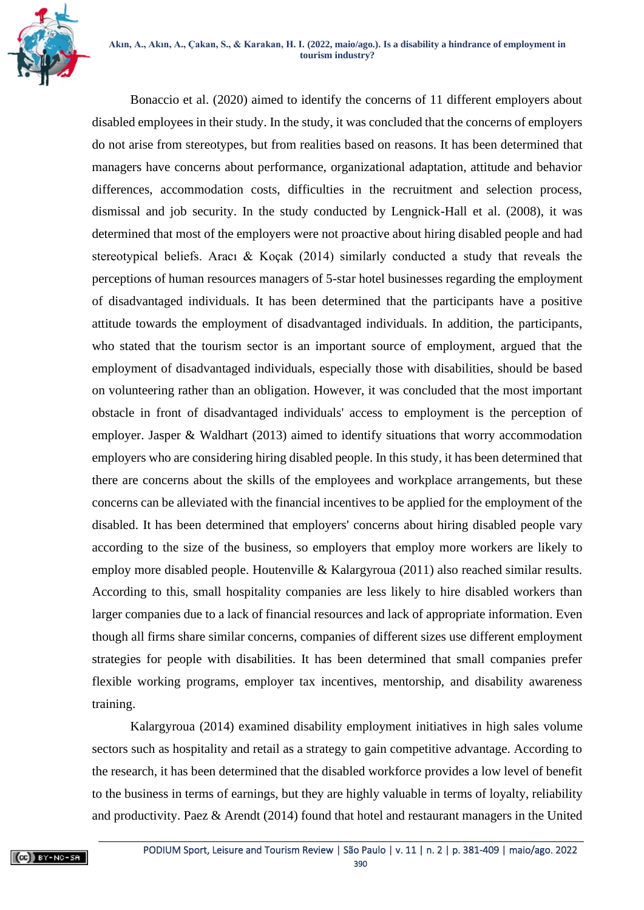Bonaccio et al. (2020) aimed to identify the concerns of 11 different employers about disabled employees in their study. In the study, it was concluded that the concerns of employers do not arise from stereotypes, but from realities based on reasons. It has been determined that managers have concerns about performance, organizational adaptation, attitude and behavior differences, accommodation costs, difficulties in the recruitment and selection process, dismissal and job security. In the study conducted by Lengnick-Hall et al. (2008), it was determined that most of the employers were not proactive about hiring disabled people and had stereotypical beliefs. Aracı & Koçak (2014) similarly conducted a study that reveals the perceptions of human resources managers of 5-star hotel businesses regarding the employment of disadvantaged individuals. It has been determined that the participants have a positive attitude towards the employment of disadvantaged individuals. In addition, the participants, who stated that the tourism sector is an important source of employment, argued that the employment of disadvantaged individuals, especially those with disabilities, should be based on volunteering rather than an obligation. However, it was concluded that the most important obstacle in front of disadvantaged individuals' access to employment is the perception of employer. Jasper & Waldhart (2013) aimed to identify situations that worry accommodation employers who are considering hiring disabled people. In this study, it has been determined that there are concerns about the skills of the employees and workplace arrangements, but these concerns can be alleviated with the financial incentives to be applied for the employment of the disabled. It has been determined that employers' concerns about hiring disabled people vary according to the size of the business, so employers that employ more workers are likely to employ more disabled people. Houtenville & Kalargyroua (2011) also reached similar results. According to this, small hospitality companies are less likely to hire disabled workers than larger companies due to a lack of financial resources and lack of appropriate information. Even though all firms share similar concerns, companies of different sizes use different employment strategies for people with disabilities. It has been determined that small companies prefer flexible working programs, employer tax incentives, mentorship, and disability awareness training.

Kalargyroua (2014) examined disability employment initiatives in high sales volume sectors such as hospitality and retail as a strategy to gain competitive advantage. According to the research, it has been determined that the disabled workforce provides a low level of benefit to the business in terms of earnings, but they are highly valuable in terms of loyalty, reliability and productivity. Paez & Arendt (2014) found that hotel and restaurant managers in the United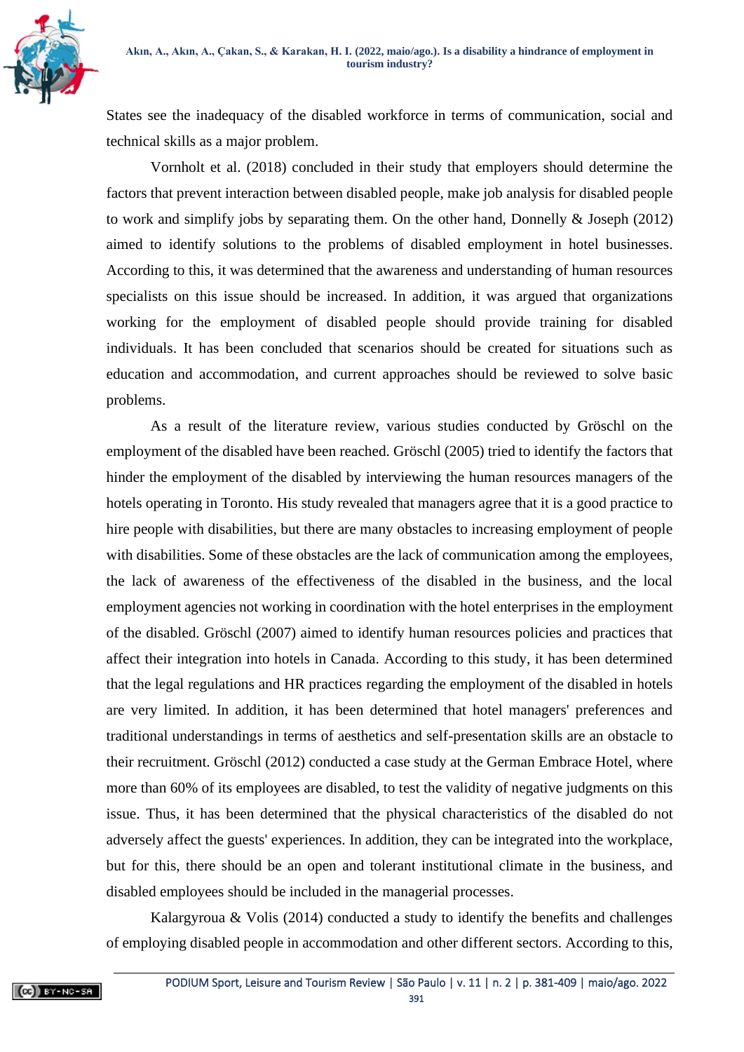States see the inadequacy of the disabled workforce in terms of communication, social and technical skills as a major problem.

Vornholt et al. (2018) concluded in their study that employers should determine the factors that prevent interaction between disabled people, make job analysis for disabled people to work and simplify jobs by separating them. On the other hand, Donnelly & Joseph (2012) aimed to identify solutions to the problems of disabled employment in hotel businesses. According to this, it was determined that the awareness and understanding of human resources specialists on this issue should be increased. In addition, it was argued that organizations working for the employment of disabled people should provide training for disabled individuals. It has been concluded that scenarios should be created for situations such as education and accommodation, and current approaches should be reviewed to solve basic problems.

As a result of the literature review, various studies conducted by Gröschl on the employment of the disabled have been reached. Gröschl (2005) tried to identify the factors that hinder the employment of the disabled by interviewing the human resources managers of the hotels operating in Toronto. His study revealed that managers agree that it is a good practice to hire people with disabilities, but there are many obstacles to increasing employment of people with disabilities. Some of these obstacles are the lack of communication among the employees, the lack of awareness of the effectiveness of the disabled in the business, and the local employment agencies not working in coordination with the hotel enterprises in the employment of the disabled. Gröschl (2007) aimed to identify human resources policies and practices that affect their integration into hotels in Canada. According to this study, it has been determined that the legal regulations and HR practices regarding the employment of the disabled in hotels are very limited. In addition, it has been determined that hotel managers' preferences and traditional understandings in terms of aesthetics and self-presentation skills are an obstacle to their recruitment. Gröschl (2012) conducted a case study at the German Embrace Hotel, where more than 60% of its employees are disabled, to test the validity of negative judgments on this issue. Thus, it has been determined that the physical characteristics of the disabled do not adversely affect the guests' experiences. In addition, they can be integrated into the workplace, but for this, there should be an open and tolerant institutional climate in the business, and disabled employees should be included in the managerial processes.

Kalargyroua & Volis (2014) conducted a study to identify the benefits and challenges of employing disabled people in accommodation and other different sectors. According to this,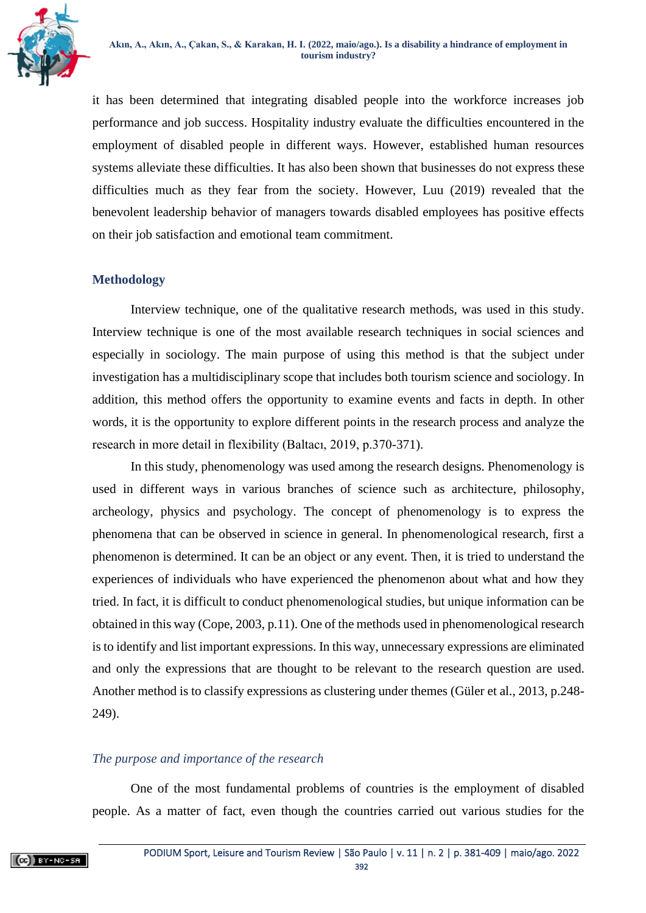it has been determined that integrating disabled people into the workforce increases job performance and job success. Hospitality industry evaluate the difficulties encountered in the employment of disabled people in different ways. However, established human resources systems alleviate these difficulties. It has also been shown that businesses do not express these difficulties much as they fear from the society. However, Luu (2019) revealed that the benevolent leadership behavior of managers towards disabled employees has positive effects on their job satisfaction and emotional team commitment.

## Methodology

Interview technique, one of the qualitative research methods, was used in this study. Interview technique is one of the most available research techniques in social sciences and especially in sociology. The main purpose of using this method is that the subject under investigation has a multidisciplinary scope that includes both tourism science and sociology. In addition, this method offers the opportunity to examine events and facts in depth. In other words, it is the opportunity to explore different points in the research process and analyze the research in more detail in flexibility (Baltacı, 2019, p.370-371).

In this study, phenomenology was used among the research designs. Phenomenology is used in different ways in various branches of science such as architecture, philosophy, archeology, physics and psychology. The concept of phenomenology is to express the phenomena that can be observed in science in general. In phenomenological research, first a phenomenon is determined. It can be an object or any event. Then, it is tried to understand the experiences of individuals who have experienced the phenomenon about what and how they tried. In fact, it is difficult to conduct phenomenological studies, but unique information can be obtained in this way (Cope, 2003, p.11). One of the methods used in phenomenological research is to identify and list important expressions. In this way, unnecessary expressions are eliminated and only the expressions that are thought to be relevant to the research question are used. Another method is to classify expressions as clustering under themes (Güler et al., 2013, p.248-249).

### *The purpose and importance of the research*

One of the most fundamental problems of countries is the employment of disabled people. As a matter of fact, even though the countries carried out various studies for the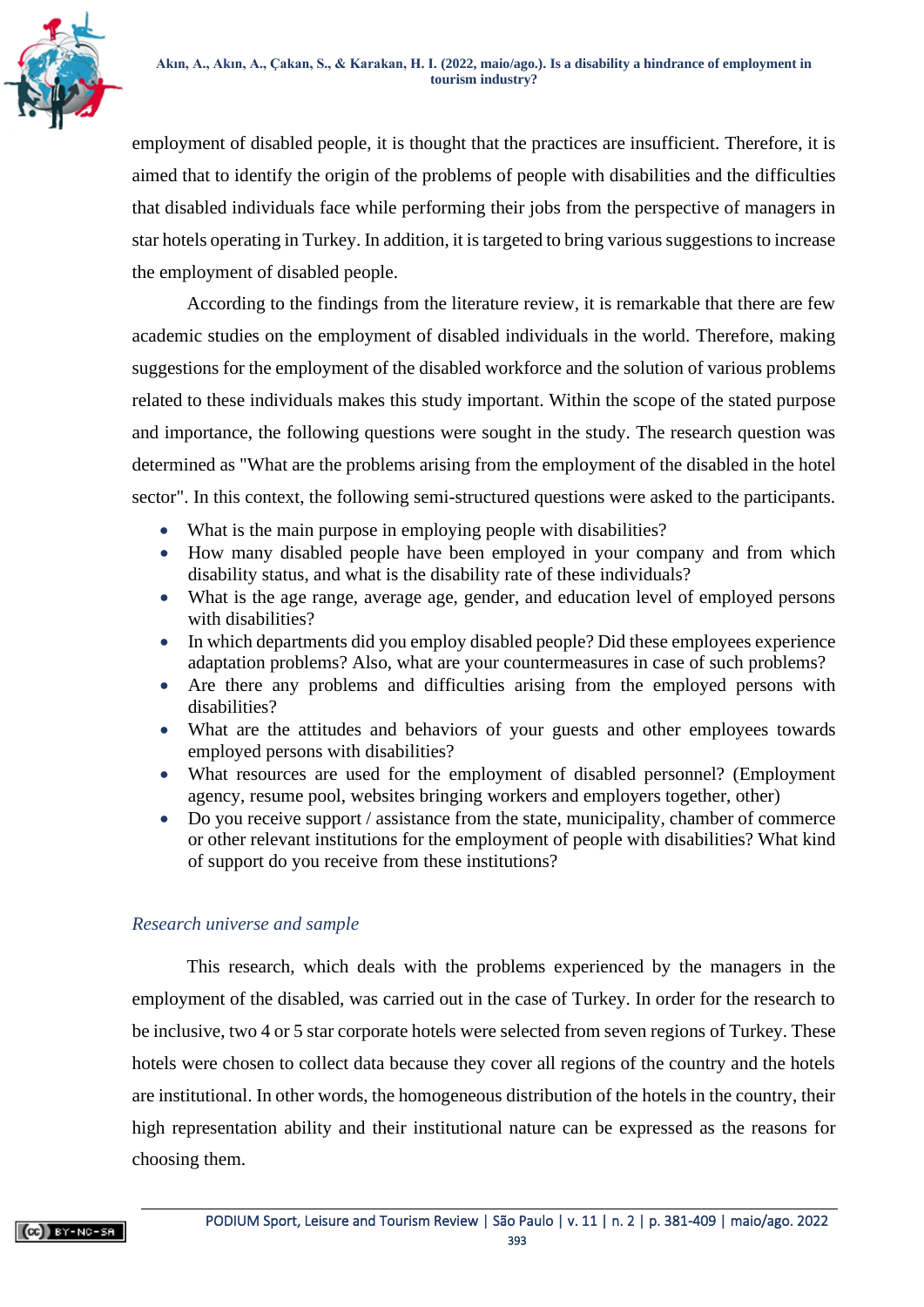employment of disabled people, it is thought that the practices are insufficient. Therefore, it is aimed that to identify the origin of the problems of people with disabilities and the difficulties that disabled individuals face while performing their jobs from the perspective of managers in star hotels operating in Turkey. In addition, it is targeted to bring various suggestions to increase the employment of disabled people.

According to the findings from the literature review, it is remarkable that there are few academic studies on the employment of disabled individuals in the world. Therefore, making suggestions for the employment of the disabled workforce and the solution of various problems related to these individuals makes this study important. Within the scope of the stated purpose and importance, the following questions were sought in the study. The research question was determined as "What are the problems arising from the employment of the disabled in the hotel sector". In this context, the following semi-structured questions were asked to the participants.

- What is the main purpose in employing people with disabilities?
- How many disabled people have been employed in your company and from which disability status, and what is the disability rate of these individuals?
- What is the age range, average age, gender, and education level of employed persons with disabilities?
- In which departments did you employ disabled people? Did these employees experience adaptation problems? Also, what are your countermeasures in case of such problems?
- Are there any problems and difficulties arising from the employed persons with disabilities?
- What are the attitudes and behaviors of your guests and other employees towards employed persons with disabilities?
- What resources are used for the employment of disabled personnel? (Employment agency, resume pool, websites bringing workers and employers together, other)
- Do you receive support / assistance from the state, municipality, chamber of commerce or other relevant institutions for the employment of people with disabilities? What kind of support do you receive from these institutions?

### *Research universe and sample*

This research, which deals with the problems experienced by the managers in the employment of the disabled, was carried out in the case of Turkey. In order for the research to be inclusive, two 4 or 5 star corporate hotels were selected from seven regions of Turkey. These hotels were chosen to collect data because they cover all regions of the country and the hotels are institutional. In other words, the homogeneous distribution of the hotels in the country, their high representation ability and their institutional nature can be expressed as the reasons for choosing them.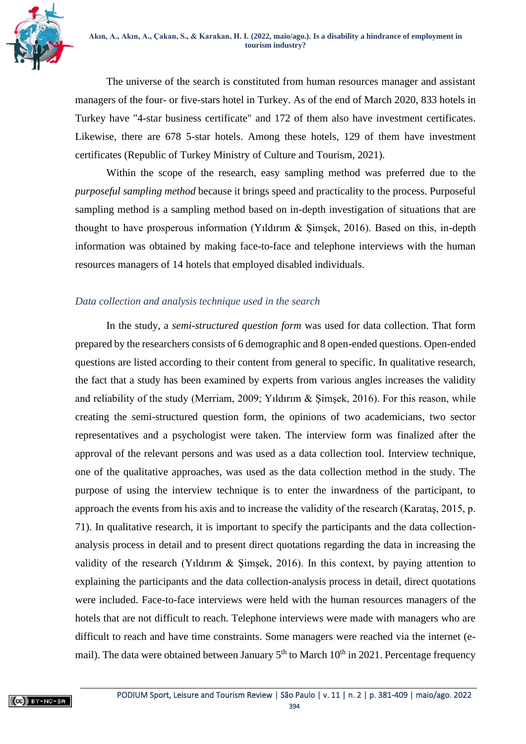The universe of the search is constituted from human resources manager and assistant managers of the four- or five-stars hotel in Turkey. As of the end of March 2020, 833 hotels in Turkey have "4-star business certificate" and 172 of them also have investment certificates. Likewise, there are 678 5-star hotels. Among these hotels, 129 of them have investment certificates (Republic of Turkey Ministry of Culture and Tourism, 2021).

Within the scope of the research, easy sampling method was preferred due to the *purposeful sampling method* because it brings speed and practicality to the process. Purposeful sampling method is a sampling method based on in-depth investigation of situations that are thought to have prosperous information (Yıldırım & Şimşek, 2016). Based on this, in-depth information was obtained by making face-to-face and telephone interviews with the human resources managers of 14 hotels that employed disabled individuals.

### *Data collection and analysis technique used in the search*

In the study, a *semi-structured question form* was used for data collection. That form prepared by the researchers consists of 6 demographic and 8 open-ended questions. Open-ended questions are listed according to their content from general to specific. In qualitative research, the fact that a study has been examined by experts from various angles increases the validity and reliability of the study (Merriam, 2009; Yıldırım & Şimşek, 2016). For this reason, while creating the semi-structured question form, the opinions of two academicians, two sector representatives and a psychologist were taken. The interview form was finalized after the approval of the relevant persons and was used as a data collection tool. Interview technique, one of the qualitative approaches, was used as the data collection method in the study. The purpose of using the interview technique is to enter the inwardness of the participant, to approach the events from his axis and to increase the validity of the research (Karataş, 2015, p. 71). In qualitative research, it is important to specify the participants and the data collection-analysis process in detail and to present direct quotations regarding the data in increasing the validity of the research (Yıldırım & Şimşek, 2016). In this context, by paying attention to explaining the participants and the data collection-analysis process in detail, direct quotations were included. Face-to-face interviews were held with the human resources managers of the hotels that are not difficult to reach. Telephone interviews were made with managers who are difficult to reach and have time constraints. Some managers were reached via the internet (e-mail). The data were obtained between January 5th to March 10th in 2021. Percentage frequency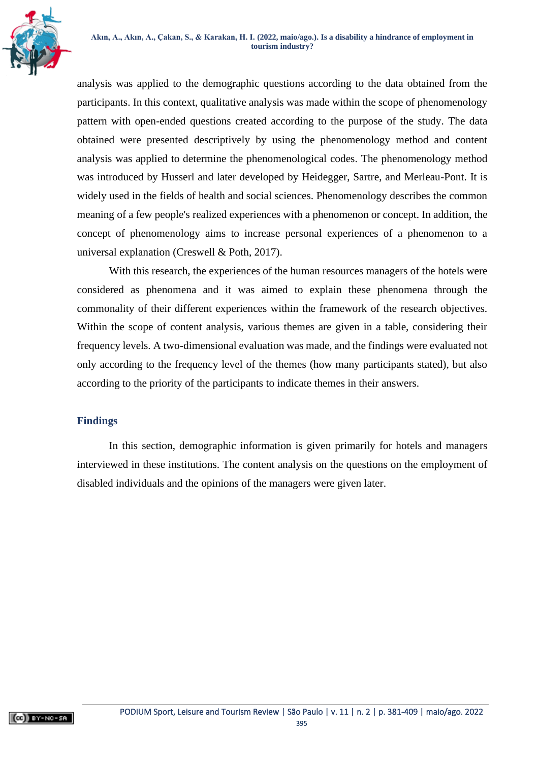analysis was applied to the demographic questions according to the data obtained from the participants. In this context, qualitative analysis was made within the scope of phenomenology pattern with open-ended questions created according to the purpose of the study. The data obtained were presented descriptively by using the phenomenology method and content analysis was applied to determine the phenomenological codes. The phenomenology method was introduced by Husserl and later developed by Heidegger, Sartre, and Merleau-Pont. It is widely used in the fields of health and social sciences. Phenomenology describes the common meaning of a few people's realized experiences with a phenomenon or concept. In addition, the concept of phenomenology aims to increase personal experiences of a phenomenon to a universal explanation (Creswell & Poth, 2017).

With this research, the experiences of the human resources managers of the hotels were considered as phenomena and it was aimed to explain these phenomena through the commonality of their different experiences within the framework of the research objectives. Within the scope of content analysis, various themes are given in a table, considering their frequency levels. A two-dimensional evaluation was made, and the findings were evaluated not only according to the frequency level of the themes (how many participants stated), but also according to the priority of the participants to indicate themes in their answers.

## Findings

In this section, demographic information is given primarily for hotels and managers interviewed in these institutions. The content analysis on the questions on the employment of disabled individuals and the opinions of the managers were given later.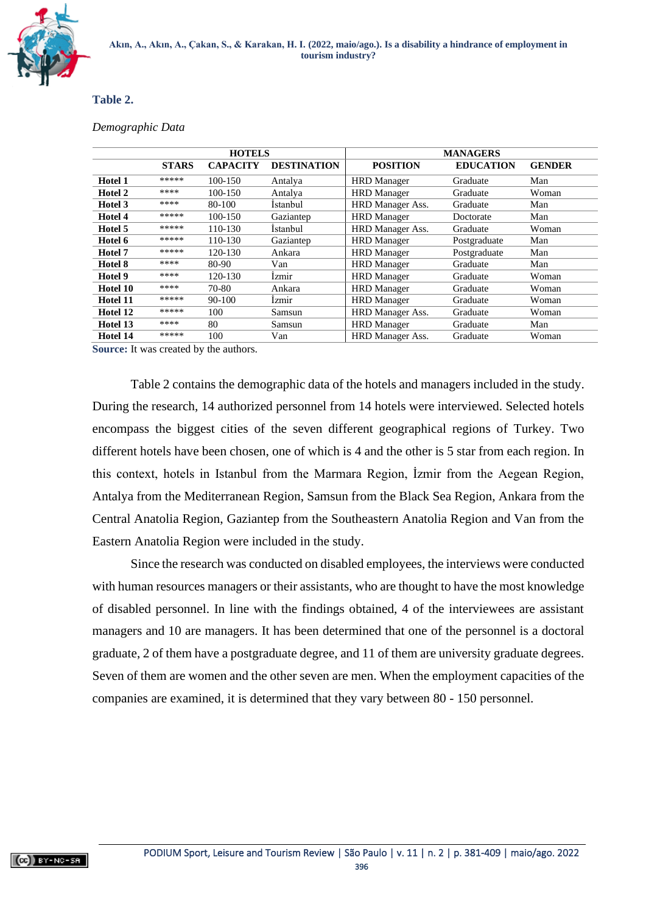**Table 2.**

*Demographic Data*

| | HOTELS | | | MANAGERS | | |
|---|---|---|---|---|---|---|
| | **STARS** | **CAPACITY** | **DESTINATION** | **POSITION** | **EDUCATION** | **GENDER** |
| **Hotel 1** | ***** | 100-150 | Antalya | HRD Manager | Graduate | Man |
| **Hotel 2** | **** | 100-150 | Antalya | HRD Manager | Graduate | Woman |
| **Hotel 3** | **** | 80-100 | İstanbul | HRD Manager Ass. | Graduate | Man |
| **Hotel 4** | ***** | 100-150 | Gaziantep | HRD Manager | Doctorate | Man |
| **Hotel 5** | ***** | 110-130 | İstanbul | HRD Manager Ass. | Graduate | Woman |
| **Hotel 6** | ***** | 110-130 | Gaziantep | HRD Manager | Postgraduate | Man |
| **Hotel 7** | ***** | 120-130 | Ankara | HRD Manager | Postgraduate | Man |
| **Hotel 8** | **** | 80-90 | Van | HRD Manager | Graduate | Man |
| **Hotel 9** | **** | 120-130 | İzmir | HRD Manager | Graduate | Woman |
| **Hotel 10** | **** | 70-80 | Ankara | HRD Manager | Graduate | Woman |
| **Hotel 11** | ***** | 90-100 | İzmir | HRD Manager | Graduate | Woman |
| **Hotel 12** | ***** | 100 | Samsun | HRD Manager Ass. | Graduate | Woman |
| **Hotel 13** | **** | 80 | Samsun | HRD Manager | Graduate | Man |
| **Hotel 14** | ***** | 100 | Van | HRD Manager Ass. | Graduate | Woman |

**Source:** It was created by the authors.

Table 2 contains the demographic data of the hotels and managers included in the study. During the research, 14 authorized personnel from 14 hotels were interviewed. Selected hotels encompass the biggest cities of the seven different geographical regions of Turkey. Two different hotels have been chosen, one of which is 4 and the other is 5 star from each region. In this context, hotels in Istanbul from the Marmara Region, İzmir from the Aegean Region, Antalya from the Mediterranean Region, Samsun from the Black Sea Region, Ankara from the Central Anatolia Region, Gaziantep from the Southeastern Anatolia Region and Van from the Eastern Anatolia Region were included in the study.

Since the research was conducted on disabled employees, the interviews were conducted with human resources managers or their assistants, who are thought to have the most knowledge of disabled personnel. In line with the findings obtained, 4 of the interviewees are assistant managers and 10 are managers. It has been determined that one of the personnel is a doctoral graduate, 2 of them have a postgraduate degree, and 11 of them are university graduate degrees. Seven of them are women and the other seven are men. When the employment capacities of the companies are examined, it is determined that they vary between 80 - 150 personnel.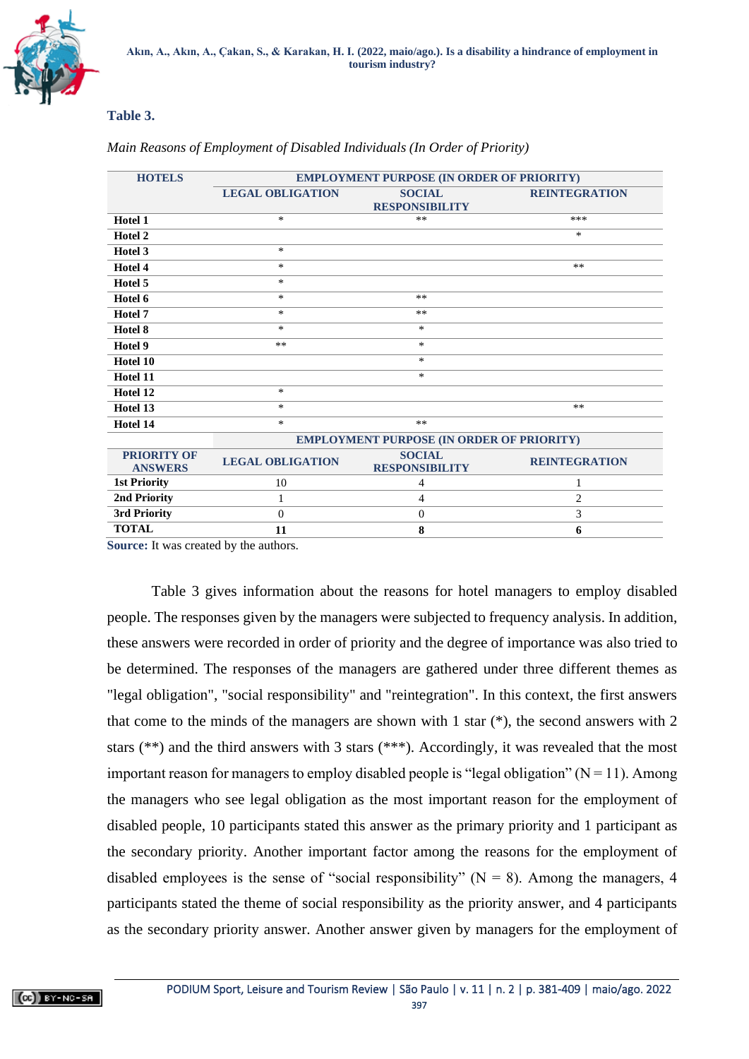**Table 3.**

*Main Reasons of Employment of Disabled Individuals (In Order of Priority)*

| HOTELS | EMPLOYMENT PURPOSE (IN ORDER OF PRIORITY) | | |
|---|---|---|---|
| | LEGAL OBLIGATION | SOCIAL RESPONSIBILITY | REINTEGRATION |
| Hotel 1 | * | ** | *** |
| Hotel 2 | | | * |
| Hotel 3 | * | | |
| Hotel 4 | * | | ** |
| Hotel 5 | * | | |
| Hotel 6 | * | ** | |
| Hotel 7 | * | ** | |
| Hotel 8 | * | * | |
| Hotel 9 | ** | * | |
| Hotel 10 | | * | |
| Hotel 11 | | * | |
| Hotel 12 | * | | |
| Hotel 13 | * | | ** |
| Hotel 14 | * | ** | |
| | EMPLOYMENT PURPOSE (IN ORDER OF PRIORITY) | | |
| PRIORITY OF ANSWERS | LEGAL OBLIGATION | SOCIAL RESPONSIBILITY | REINTEGRATION |
| 1st Priority | 10 | 4 | 1 |
| 2nd Priority | 1 | 4 | 2 |
| 3rd Priority | 0 | 0 | 3 |
| TOTAL | **11** | **8** | **6** |

**Source:** It was created by the authors.

Table 3 gives information about the reasons for hotel managers to employ disabled people. The responses given by the managers were subjected to frequency analysis. In addition, these answers were recorded in order of priority and the degree of importance was also tried to be determined. The responses of the managers are gathered under three different themes as "legal obligation", "social responsibility" and "reintegration". In this context, the first answers that come to the minds of the managers are shown with 1 star (*), the second answers with 2 stars (**) and the third answers with 3 stars (***). Accordingly, it was revealed that the most important reason for managers to employ disabled people is “legal obligation” (N = 11). Among the managers who see legal obligation as the most important reason for the employment of disabled people, 10 participants stated this answer as the primary priority and 1 participant as the secondary priority. Another important factor among the reasons for the employment of disabled employees is the sense of “social responsibility” (N = 8). Among the managers, 4 participants stated the theme of social responsibility as the priority answer, and 4 participants as the secondary priority answer. Another answer given by managers for the employment of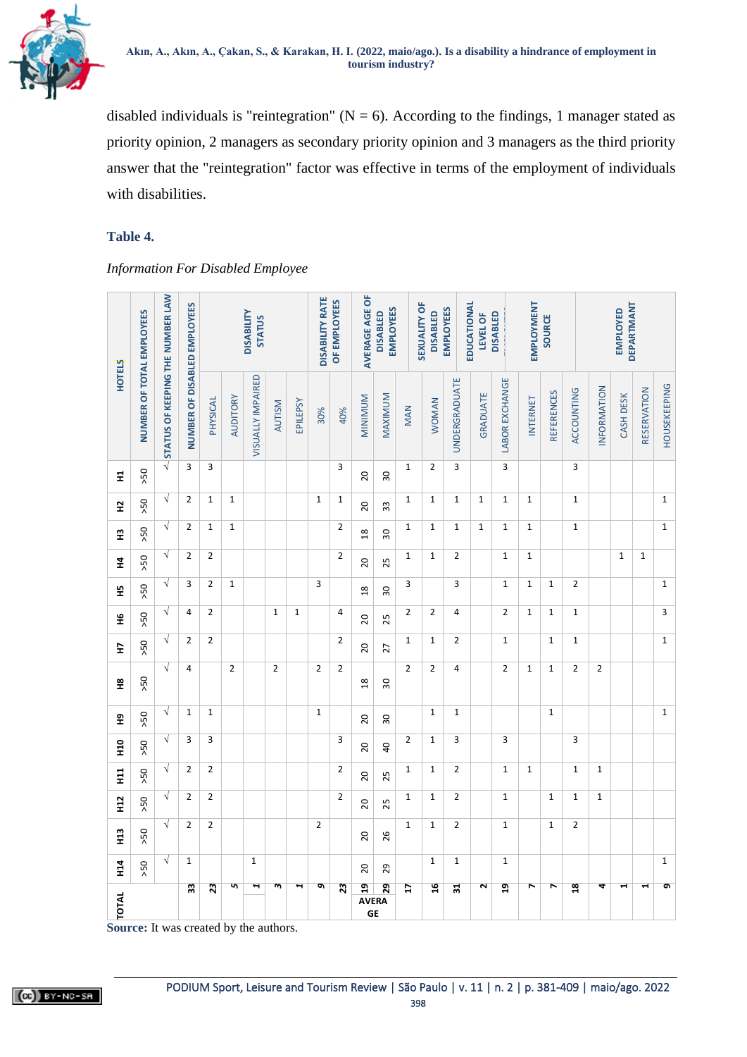disabled individuals is "reintegration" (N = 6). According to the findings, 1 manager stated as priority opinion, 2 managers as secondary priority opinion and 3 managers as the third priority answer that the "reintegration" factor was effective in terms of the employment of individuals with disabilities.

**Table 4.**

*Information For Disabled Employee*

| HOTELS | NUMBER OF TOTAL EMPLOYEES | STATUS OF KEEPING THE NUMBER LAW | NUMBER OF DISABLED EMPLOYEES | DISABILITY STATUS | | | | | DISABILITY RATE OF EMPLOYEES | | AVERAGE AGE OF DISABLED EMPLOYEES | | SEXUALITY OF DISABLED EMPLOYEES | | EDUCATIONAL LEVEL OF DISABLED | | EMPLOYMENT SOURCE | | | EMPLOYED DEPARTMANT | | | | |
|---|---|---|---|---|---|---|---|---|---|---|---|---|---|---|---|---|---|---|---|---|---|---|---|---|
| | | | | PHYSICAL | AUDITORY | VISUALLY IMPAIRED | AUTISM | EPILEPSY | 30% | 40% | MINIMUM | MAXIMUM | MAN | WOMAN | UNDERGRADUATE | GRADUATE | LABOR EXCHANGE | INTERNET | REFERENCES | ACCOUNTING | INFORMATION | CASH DESK | RESERVATION | HOUSEKEEPING |
| H1 | >50 | √ | 3 | 3 | | | | | | 3 | 20 | 30 | 1 | 2 | 3 | | 3 | | | 3 | | | | |
| H2 | >50 | √ | 2 | 1 | 1 | | | | 1 | 1 | 20 | 33 | 1 | 1 | 1 | 1 | 1 | 1 | | 1 | | | | 1 |
| H3 | >50 | √ | 2 | 1 | 1 | | | | | 2 | 18 | 30 | 1 | 1 | 1 | 1 | 1 | 1 | | 1 | | | | 1 |
| H4 | >50 | √ | 2 | 2 | | | | | | 2 | 20 | 25 | 1 | 1 | 2 | | 1 | 1 | | | | 1 | 1 | |
| H5 | >50 | √ | 3 | 2 | 1 | | | | 3 | | 18 | 30 | 3 | | 3 | | 1 | 1 | 1 | 2 | | | | 1 |
| H6 | >50 | √ | 4 | 2 | | | 1 | 1 | | 4 | 20 | 25 | 2 | 2 | 4 | | 2 | 1 | 1 | 1 | | | | 3 |
| H7 | >50 | √ | 2 | 2 | | | | | | 2 | 20 | 27 | 1 | 1 | 2 | | 1 | | 1 | 1 | | | | 1 |
| H8 | >50 | √ | 4 | | 2 | | 2 | | 2 | 2 | 18 | 30 | 2 | 2 | 4 | | 2 | 1 | 1 | 2 | 2 | | | |
| H9 | >50 | √ | 1 | 1 | | | | | 1 | | 20 | 30 | | 1 | 1 | | | | 1 | | | | | 1 |
| H10 | >50 | √ | 3 | 3 | | | | | | 3 | 20 | 40 | 2 | 1 | 3 | | 3 | | | 3 | | | | |
| H11 | >50 | √ | 2 | 2 | | | | | | 2 | 20 | 25 | 1 | 1 | 2 | | 1 | 1 | | 1 | 1 | | | |
| H12 | >50 | √ | 2 | 2 | | | | | | 2 | 20 | 25 | 1 | 1 | 2 | | 1 | | 1 | 1 | 1 | | | |
| H13 | >50 | √ | 2 | 2 | | | | | 2 | | 20 | 26 | 1 | 1 | 2 | | 1 | | 1 | 2 | | | | |
| H14 | >50 | √ | 1 | | | 1 | | | | | 20 | 29 | | 1 | 1 | | 1 | | | | | | | 1 |
| TOTAL | | | 33 | 23 | 5 | 1 | 3 | 1 | 9 | 23 | 19 AVERAGE | 29 | 17 | 16 | 31 | 2 | 19 | 7 | 7 | 18 | 4 | 1 | 1 | 9 |

**Source:** It was created by the authors.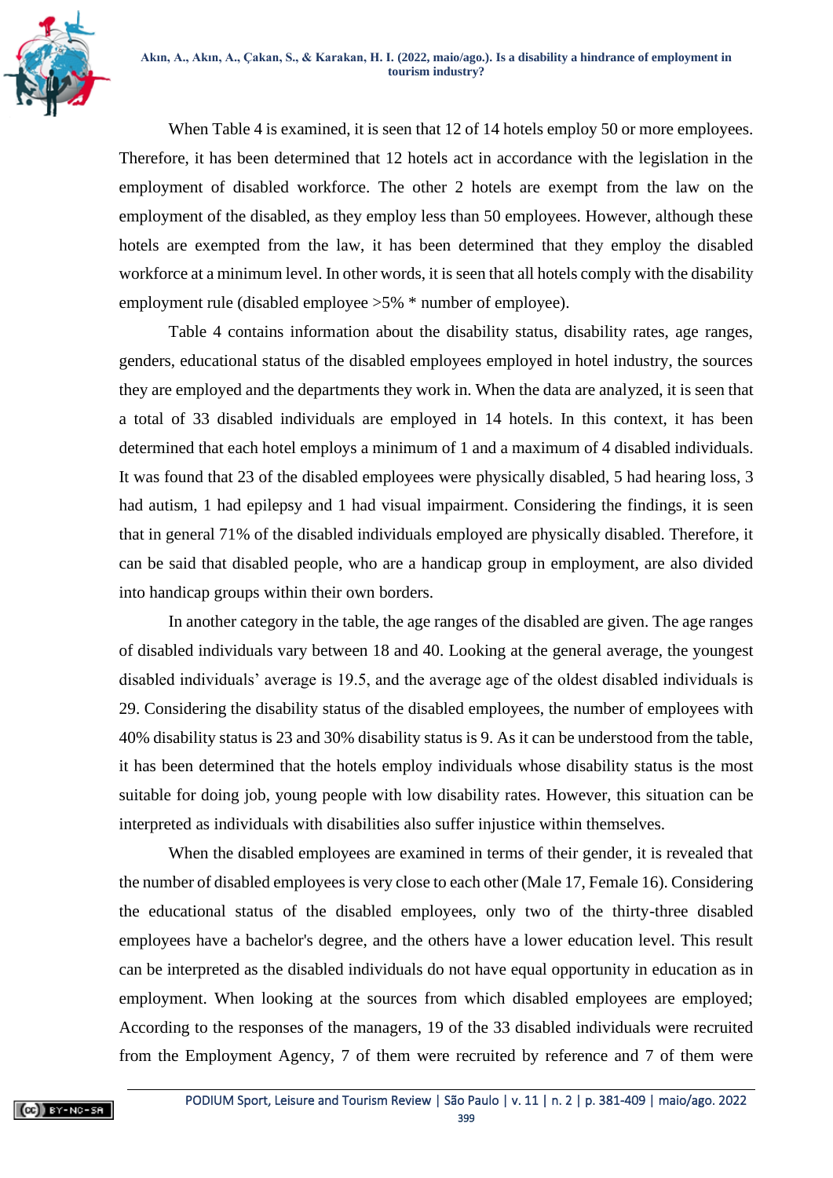When Table 4 is examined, it is seen that 12 of 14 hotels employ 50 or more employees. Therefore, it has been determined that 12 hotels act in accordance with the legislation in the employment of disabled workforce. The other 2 hotels are exempt from the law on the employment of the disabled, as they employ less than 50 employees. However, although these hotels are exempted from the law, it has been determined that they employ the disabled workforce at a minimum level. In other words, it is seen that all hotels comply with the disability employment rule (disabled employee >5% * number of employee).

Table 4 contains information about the disability status, disability rates, age ranges, genders, educational status of the disabled employees employed in hotel industry, the sources they are employed and the departments they work in. When the data are analyzed, it is seen that a total of 33 disabled individuals are employed in 14 hotels. In this context, it has been determined that each hotel employs a minimum of 1 and a maximum of 4 disabled individuals. It was found that 23 of the disabled employees were physically disabled, 5 had hearing loss, 3 had autism, 1 had epilepsy and 1 had visual impairment. Considering the findings, it is seen that in general 71% of the disabled individuals employed are physically disabled. Therefore, it can be said that disabled people, who are a handicap group in employment, are also divided into handicap groups within their own borders.

In another category in the table, the age ranges of the disabled are given. The age ranges of disabled individuals vary between 18 and 40. Looking at the general average, the youngest disabled individuals' average is 19.5, and the average age of the oldest disabled individuals is 29. Considering the disability status of the disabled employees, the number of employees with 40% disability status is 23 and 30% disability status is 9. As it can be understood from the table, it has been determined that the hotels employ individuals whose disability status is the most suitable for doing job, young people with low disability rates. However, this situation can be interpreted as individuals with disabilities also suffer injustice within themselves.

When the disabled employees are examined in terms of their gender, it is revealed that the number of disabled employees is very close to each other (Male 17, Female 16). Considering the educational status of the disabled employees, only two of the thirty-three disabled employees have a bachelor's degree, and the others have a lower education level. This result can be interpreted as the disabled individuals do not have equal opportunity in education as in employment. When looking at the sources from which disabled employees are employed; According to the responses of the managers, 19 of the 33 disabled individuals were recruited from the Employment Agency, 7 of them were recruited by reference and 7 of them were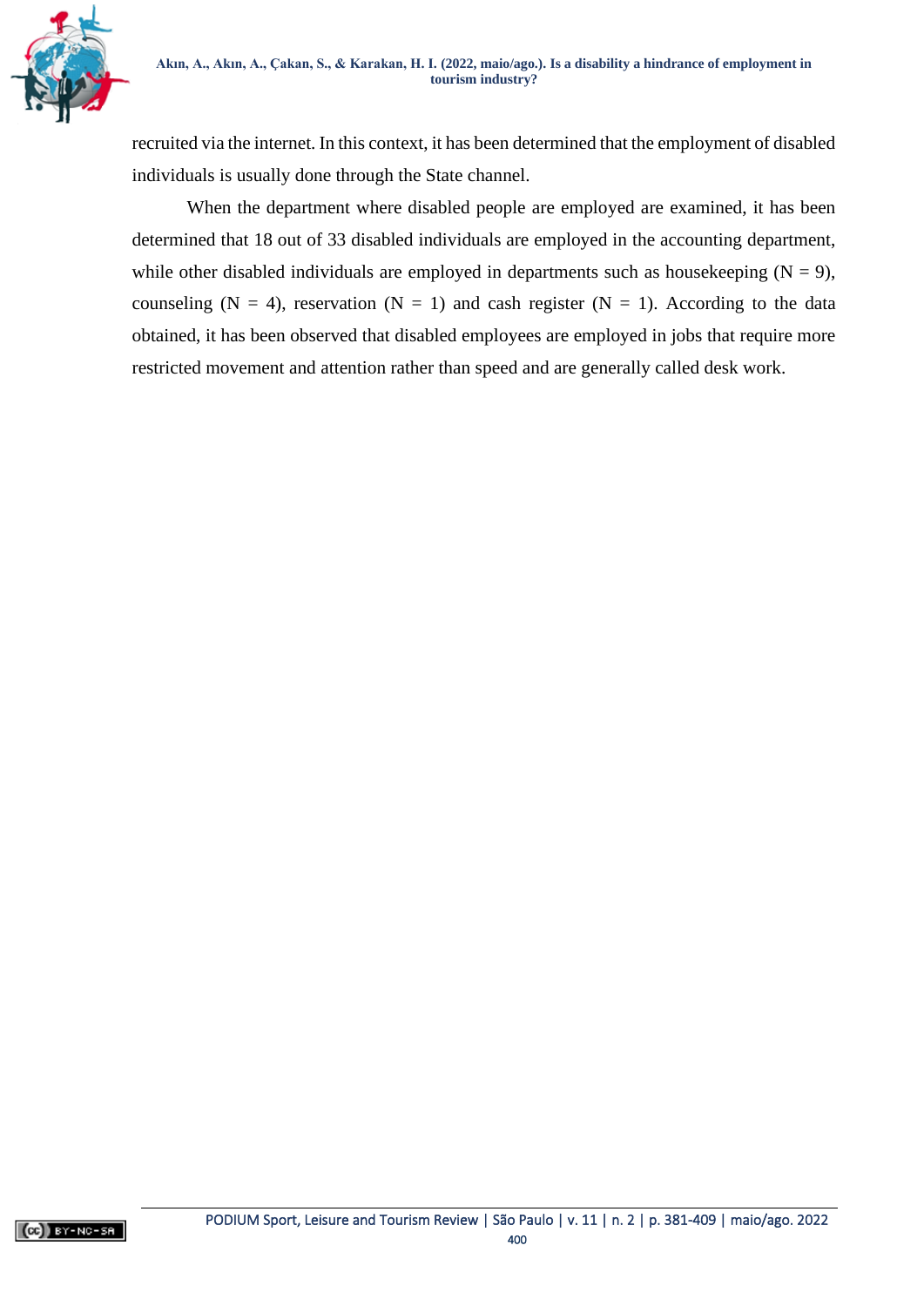recruited via the internet. In this context, it has been determined that the employment of disabled individuals is usually done through the State channel.

When the department where disabled people are employed are examined, it has been determined that 18 out of 33 disabled individuals are employed in the accounting department, while other disabled individuals are employed in departments such as housekeeping (N = 9), counseling (N = 4), reservation (N = 1) and cash register (N = 1). According to the data obtained, it has been observed that disabled employees are employed in jobs that require more restricted movement and attention rather than speed and are generally called desk work.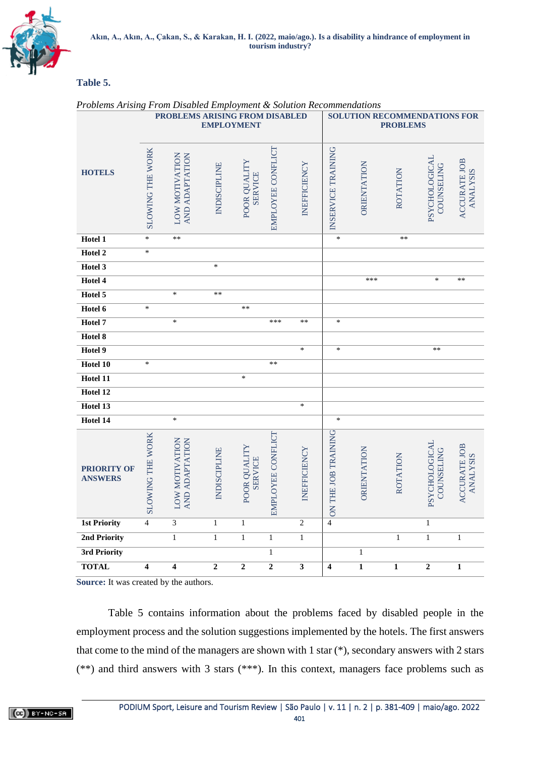**Table 5.**

*Problems Arising From Disabled Employment & Solution Recommendations*

| HOTELS | PROBLEMS ARISING FROM DISABLED EMPLOYMENT | | | | | | SOLUTION RECOMMENDATIONS FOR PROBLEMS | | | | |
|---|---|---|---|---|---|---|---|---|---|---|---|
| | SLOWING THE WORK | LOW MOTIVATION AND ADAPTATION | INDISCIPLINE | POOR QUALITY SERVICE | EMPLOYEE CONFLICT | INEFFICIENCY | INSERVICE TRAINING | ORIENTATION | ROTATION | PSYCHOLOGICAL COUNSELING | ACCURATE JOB ANALYSIS |
| **Hotel 1** | * | ** | | | | | * | | ** | | |
| **Hotel 2** | * | | | | | | | | | | |
| **Hotel 3** | | | * | | | | | | | | |
| **Hotel 4** | | | | | | | | *** | | * | ** |
| **Hotel 5** | | * | ** | | | | | | | | |
| **Hotel 6** | * | | | ** | | | | | | | |
| **Hotel 7** | | * | | | *** | ** | * | | | | |
| **Hotel 8** | | | | | | | | | | | |
| **Hotel 9** | | | | | | * | * | | | ** | |
| **Hotel 10** | * | | | | ** | | | | | | |
| **Hotel 11** | | | | * | | | | | | | |
| **Hotel 12** | | | | | | | | | | | |
| **Hotel 13** | | | | | | * | | | | | |
| **Hotel 14** | | * | | | | | * | | | | |
| **PRIORITY OF ANSWERS** | SLOWING THE WORK | LOW MOTIVATION AND ADAPTATION | INDISCIPLINE | POOR QUALITY SERVICE | EMPLOYEE CONFLICT | INEFFICIENCY | ON THE JOB TRAINING | ORIENTATION | ROTATION | PSYCHOLOGICAL COUNSELING | ACCURATE JOB ANALYSIS |
| **1st Priority** | 4 | 3 | 1 | 1 | | 2 | 4 | | | 1 | |
| **2nd Priority** | | 1 | 1 | 1 | 1 | 1 | | | 1 | 1 | 1 |
| **3rd Priority** | | | | | 1 | | | 1 | | | |
| **TOTAL** | **4** | **4** | **2** | **2** | **2** | **3** | **4** | **1** | **1** | **2** | **1** |

**Source:** It was created by the authors.

Table 5 contains information about the problems faced by disabled people in the employment process and the solution suggestions implemented by the hotels. The first answers that come to the mind of the managers are shown with 1 star (*), secondary answers with 2 stars (**) and third answers with 3 stars (***). In this context, managers face problems such as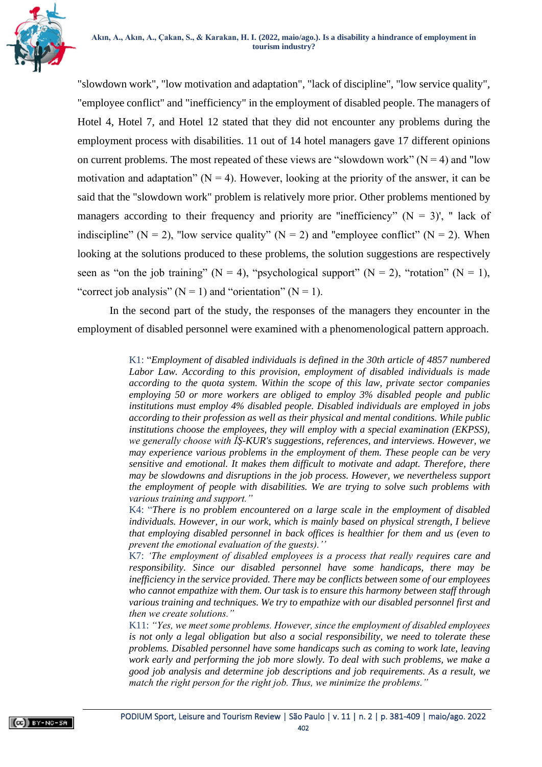"slowdown work", "low motivation and adaptation", "lack of discipline", "low service quality", "employee conflict" and "inefficiency" in the employment of disabled people. The managers of Hotel 4, Hotel 7, and Hotel 12 stated that they did not encounter any problems during the employment process with disabilities. 11 out of 14 hotel managers gave 17 different opinions on current problems. The most repeated of these views are "slowdown work" (N = 4) and "low motivation and adaptation" (N = 4). However, looking at the priority of the answer, it can be said that the "slowdown work" problem is relatively more prior. Other problems mentioned by managers according to their frequency and priority are "inefficiency" (N = 3)', " lack of indiscipline" (N = 2), "low service quality" (N = 2) and "employee conflict" (N = 2). When looking at the solutions produced to these problems, the solution suggestions are respectively seen as "on the job training" (N = 4), "psychological support" (N = 2), "rotation" (N = 1), "correct job analysis" (N = 1) and "orientation" (N = 1).

In the second part of the study, the responses of the managers they encounter in the employment of disabled personnel were examined with a phenomenological pattern approach.

> K1: "*Employment of disabled individuals is defined in the 30th article of 4857 numbered Labor Law. According to this provision, employment of disabled individuals is made according to the quota system. Within the scope of this law, private sector companies employing 50 or more workers are obliged to employ 3% disabled people and public institutions must employ 4% disabled people. Disabled individuals are employed in jobs according to their profession as well as their physical and mental conditions. While public institutions choose the employees, they will employ with a special examination (EKPSS), we generally choose with İŞ-KUR's suggestions, references, and interviews. However, we may experience various problems in the employment of them. These people can be very sensitive and emotional. It makes them difficult to motivate and adapt. Therefore, there may be slowdowns and disruptions in the job process. However, we nevertheless support the employment of people with disabilities. We are trying to solve such problems with various training and support.*"
>
> K4: "*There is no problem encountered on a large scale in the employment of disabled individuals. However, in our work, which is mainly based on physical strength, I believe that employing disabled personnel in back offices is healthier for them and us (even to prevent the emotional evaluation of the guests).*''
>
> K7: '*The employment of disabled employees is a process that really requires care and responsibility. Since our disabled personnel have some handicaps, there may be inefficiency in the service provided. There may be conflicts between some of our employees who cannot empathize with them. Our task is to ensure this harmony between staff through various training and techniques. We try to empathize with our disabled personnel first and then we create solutions.*"
>
> K11: "*Yes, we meet some problems. However, since the employment of disabled employees is not only a legal obligation but also a social responsibility, we need to tolerate these problems. Disabled personnel have some handicaps such as coming to work late, leaving work early and performing the job more slowly. To deal with such problems, we make a good job analysis and determine job descriptions and job requirements. As a result, we match the right person for the right job. Thus, we minimize the problems.*"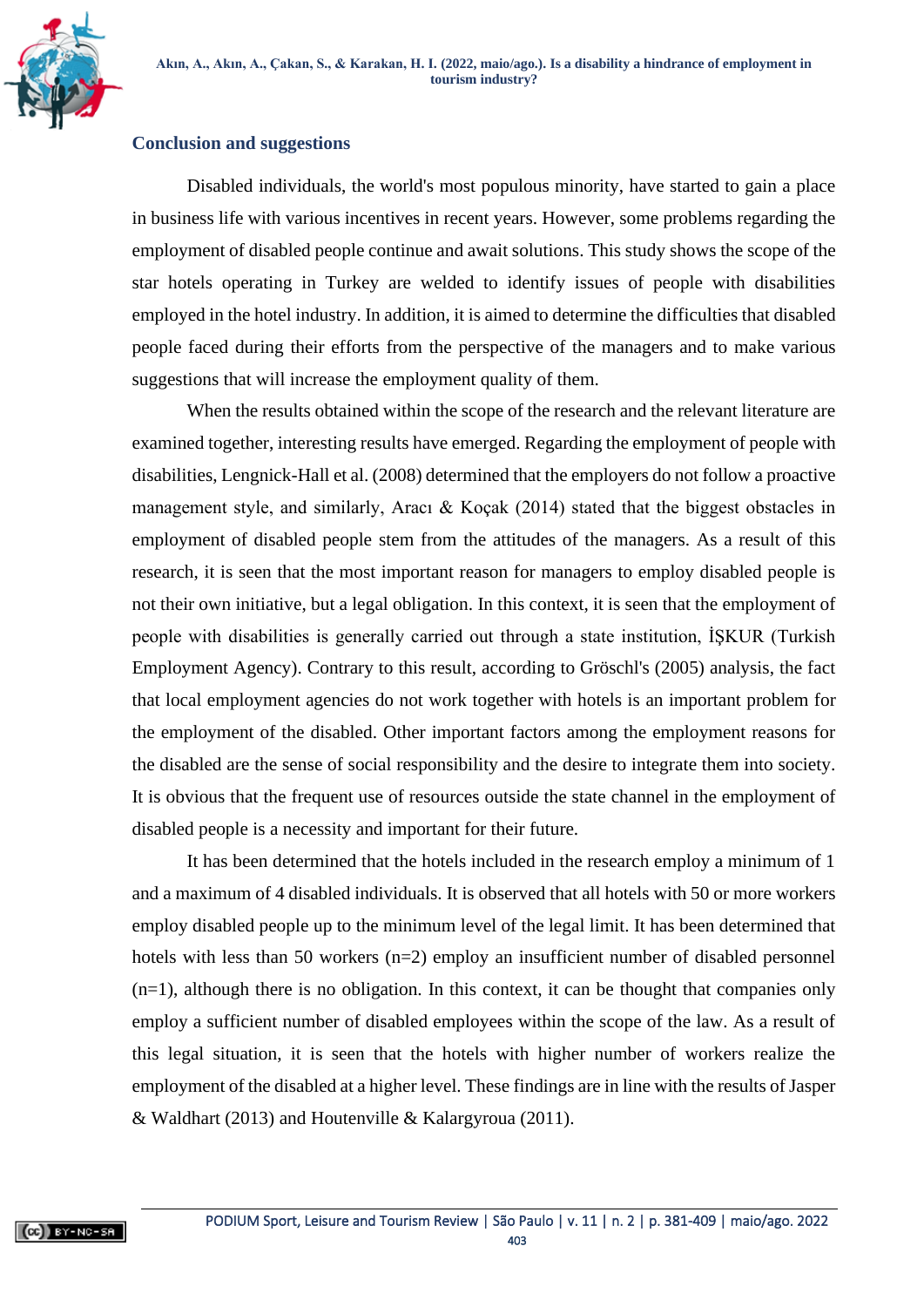## Conclusion and suggestions

Disabled individuals, the world's most populous minority, have started to gain a place in business life with various incentives in recent years. However, some problems regarding the employment of disabled people continue and await solutions. This study shows the scope of the star hotels operating in Turkey are welded to identify issues of people with disabilities employed in the hotel industry. In addition, it is aimed to determine the difficulties that disabled people faced during their efforts from the perspective of the managers and to make various suggestions that will increase the employment quality of them.

When the results obtained within the scope of the research and the relevant literature are examined together, interesting results have emerged. Regarding the employment of people with disabilities, Lengnick-Hall et al. (2008) determined that the employers do not follow a proactive management style, and similarly, Aracı & Koçak (2014) stated that the biggest obstacles in employment of disabled people stem from the attitudes of the managers. As a result of this research, it is seen that the most important reason for managers to employ disabled people is not their own initiative, but a legal obligation. In this context, it is seen that the employment of people with disabilities is generally carried out through a state institution, İŞKUR (Turkish Employment Agency). Contrary to this result, according to Gröschl's (2005) analysis, the fact that local employment agencies do not work together with hotels is an important problem for the employment of the disabled. Other important factors among the employment reasons for the disabled are the sense of social responsibility and the desire to integrate them into society. It is obvious that the frequent use of resources outside the state channel in the employment of disabled people is a necessity and important for their future.

It has been determined that the hotels included in the research employ a minimum of 1 and a maximum of 4 disabled individuals. It is observed that all hotels with 50 or more workers employ disabled people up to the minimum level of the legal limit. It has been determined that hotels with less than 50 workers (n=2) employ an insufficient number of disabled personnel (n=1), although there is no obligation. In this context, it can be thought that companies only employ a sufficient number of disabled employees within the scope of the law. As a result of this legal situation, it is seen that the hotels with higher number of workers realize the employment of the disabled at a higher level. These findings are in line with the results of Jasper & Waldhart (2013) and Houtenville & Kalargyroua (2011).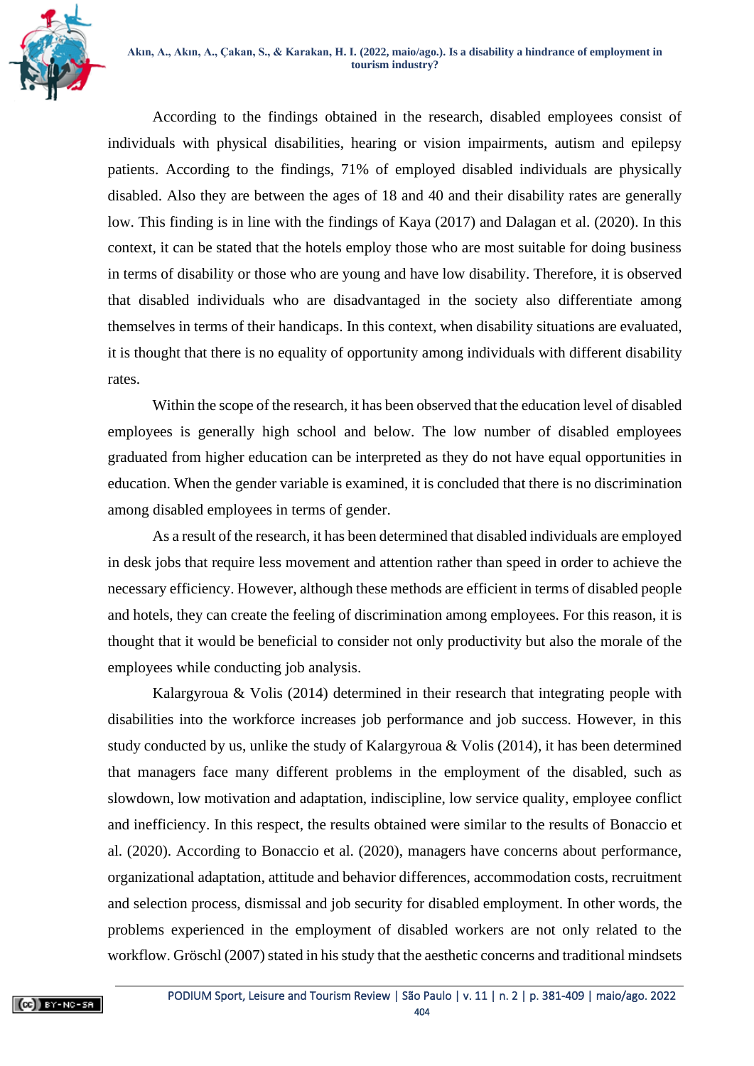According to the findings obtained in the research, disabled employees consist of individuals with physical disabilities, hearing or vision impairments, autism and epilepsy patients. According to the findings, 71% of employed disabled individuals are physically disabled. Also they are between the ages of 18 and 40 and their disability rates are generally low. This finding is in line with the findings of Kaya (2017) and Dalagan et al. (2020). In this context, it can be stated that the hotels employ those who are most suitable for doing business in terms of disability or those who are young and have low disability. Therefore, it is observed that disabled individuals who are disadvantaged in the society also differentiate among themselves in terms of their handicaps. In this context, when disability situations are evaluated, it is thought that there is no equality of opportunity among individuals with different disability rates.

Within the scope of the research, it has been observed that the education level of disabled employees is generally high school and below. The low number of disabled employees graduated from higher education can be interpreted as they do not have equal opportunities in education. When the gender variable is examined, it is concluded that there is no discrimination among disabled employees in terms of gender.

As a result of the research, it has been determined that disabled individuals are employed in desk jobs that require less movement and attention rather than speed in order to achieve the necessary efficiency. However, although these methods are efficient in terms of disabled people and hotels, they can create the feeling of discrimination among employees. For this reason, it is thought that it would be beneficial to consider not only productivity but also the morale of the employees while conducting job analysis.

Kalargyroua & Volis (2014) determined in their research that integrating people with disabilities into the workforce increases job performance and job success. However, in this study conducted by us, unlike the study of Kalargyroua & Volis (2014), it has been determined that managers face many different problems in the employment of the disabled, such as slowdown, low motivation and adaptation, indiscipline, low service quality, employee conflict and inefficiency. In this respect, the results obtained were similar to the results of Bonaccio et al. (2020). According to Bonaccio et al. (2020), managers have concerns about performance, organizational adaptation, attitude and behavior differences, accommodation costs, recruitment and selection process, dismissal and job security for disabled employment. In other words, the problems experienced in the employment of disabled workers are not only related to the workflow. Gröschl (2007) stated in his study that the aesthetic concerns and traditional mindsets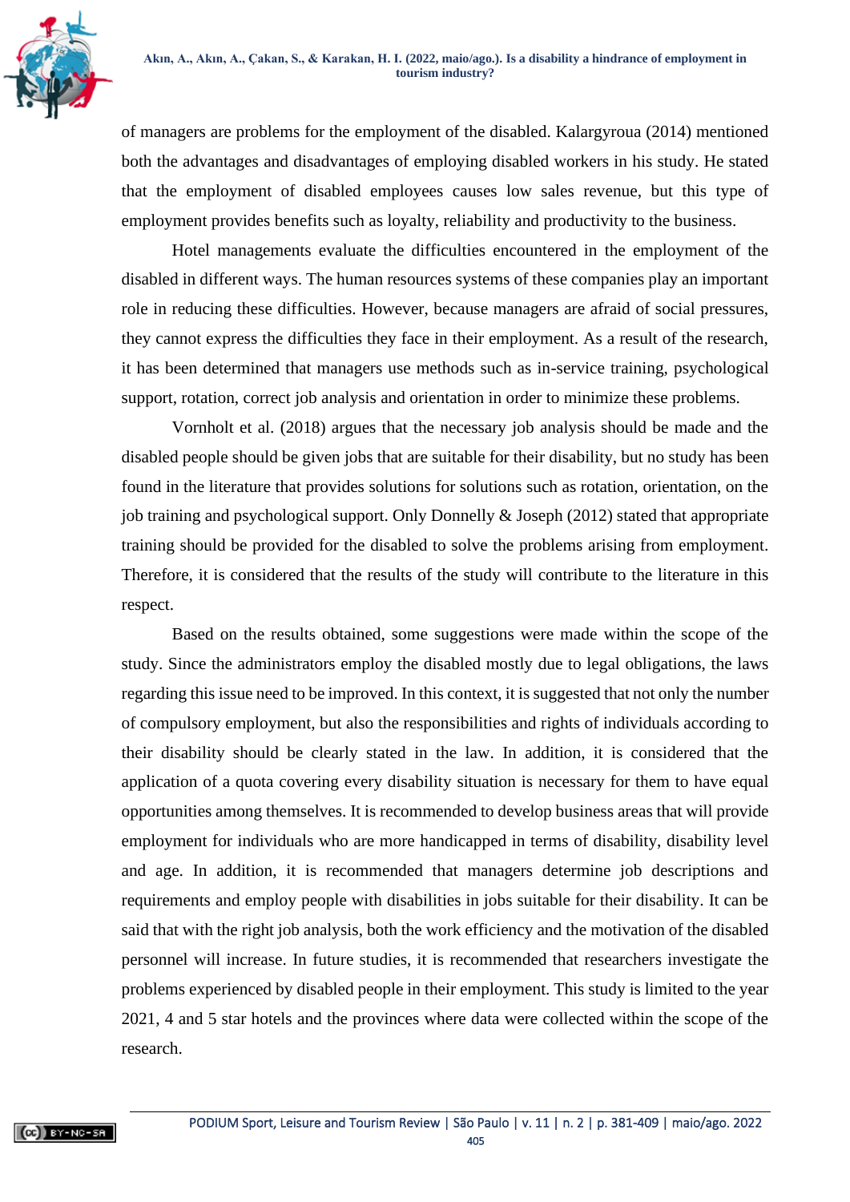of managers are problems for the employment of the disabled. Kalargyroua (2014) mentioned both the advantages and disadvantages of employing disabled workers in his study. He stated that the employment of disabled employees causes low sales revenue, but this type of employment provides benefits such as loyalty, reliability and productivity to the business.

Hotel managements evaluate the difficulties encountered in the employment of the disabled in different ways. The human resources systems of these companies play an important role in reducing these difficulties. However, because managers are afraid of social pressures, they cannot express the difficulties they face in their employment. As a result of the research, it has been determined that managers use methods such as in-service training, psychological support, rotation, correct job analysis and orientation in order to minimize these problems.

Vornholt et al. (2018) argues that the necessary job analysis should be made and the disabled people should be given jobs that are suitable for their disability, but no study has been found in the literature that provides solutions for solutions such as rotation, orientation, on the job training and psychological support. Only Donnelly & Joseph (2012) stated that appropriate training should be provided for the disabled to solve the problems arising from employment. Therefore, it is considered that the results of the study will contribute to the literature in this respect.

Based on the results obtained, some suggestions were made within the scope of the study. Since the administrators employ the disabled mostly due to legal obligations, the laws regarding this issue need to be improved. In this context, it is suggested that not only the number of compulsory employment, but also the responsibilities and rights of individuals according to their disability should be clearly stated in the law. In addition, it is considered that the application of a quota covering every disability situation is necessary for them to have equal opportunities among themselves. It is recommended to develop business areas that will provide employment for individuals who are more handicapped in terms of disability, disability level and age. In addition, it is recommended that managers determine job descriptions and requirements and employ people with disabilities in jobs suitable for their disability. It can be said that with the right job analysis, both the work efficiency and the motivation of the disabled personnel will increase. In future studies, it is recommended that researchers investigate the problems experienced by disabled people in their employment. This study is limited to the year 2021, 4 and 5 star hotels and the provinces where data were collected within the scope of the research.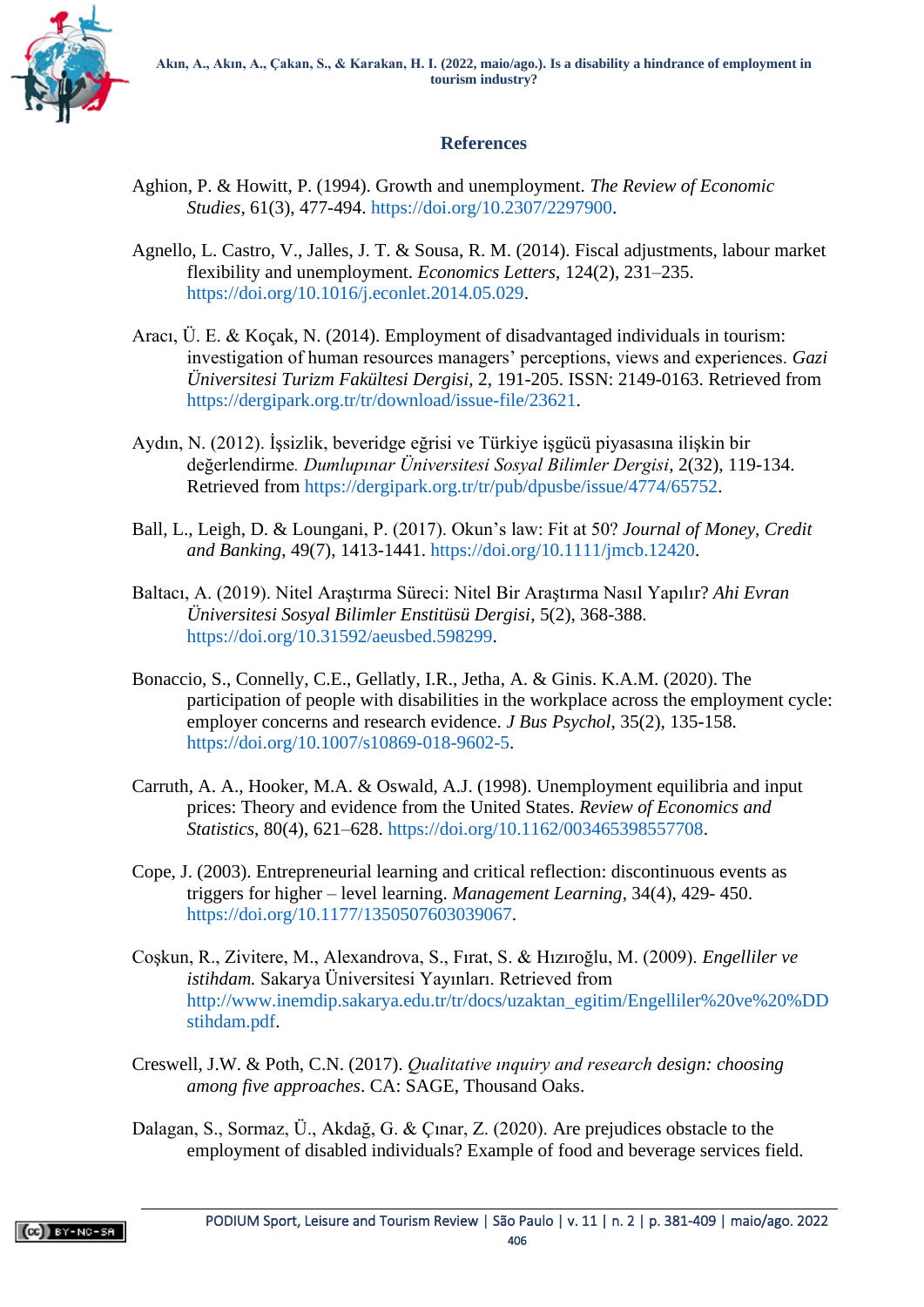## References

Aghion, P. & Howitt, P. (1994). Growth and unemployment. *The Review of Economic Studies*, 61(3), 477-494. https://doi.org/10.2307/2297900.

Agnello, L. Castro, V., Jalles, J. T. & Sousa, R. M. (2014). Fiscal adjustments, labour market flexibility and unemployment. *Economics Letters*, 124(2), 231–235. https://doi.org/10.1016/j.econlet.2014.05.029.

Aracı, Ü. E. & Koçak, N. (2014). Employment of disadvantaged individuals in tourism: investigation of human resources managers' perceptions, views and experiences. *Gazi Üniversitesi Turizm Fakültesi Dergisi*, 2, 191-205. ISSN: 2149-0163. Retrieved from https://dergipark.org.tr/tr/download/issue-file/23621.

Aydın, N. (2012). İşsizlik, beveridge eğrisi ve Türkiye işgücü piyasasına ilişkin bir değerlendirme. *Dumlupınar Üniversitesi Sosyal Bilimler Dergisi*, 2(32), 119-134. Retrieved from https://dergipark.org.tr/tr/pub/dpusbe/issue/4774/65752.

Ball, L., Leigh, D. & Loungani, P. (2017). Okun's law: Fit at 50? *Journal of Money, Credit and Banking*, 49(7), 1413-1441. https://doi.org/10.1111/jmcb.12420.

Baltacı, A. (2019). Nitel Araştırma Süreci: Nitel Bir Araştırma Nasıl Yapılır? *Ahi Evran Üniversitesi Sosyal Bilimler Enstitüsü Dergisi*, 5(2), 368-388. https://doi.org/10.31592/aeusbed.598299.

Bonaccio, S., Connelly, C.E., Gellatly, I.R., Jetha, A. & Ginis. K.A.M. (2020). The participation of people with disabilities in the workplace across the employment cycle: employer concerns and research evidence. *J Bus Psychol*, 35(2), 135-158. https://doi.org/10.1007/s10869-018-9602-5.

Carruth, A. A., Hooker, M.A. & Oswald, A.J. (1998). Unemployment equilibria and input prices: Theory and evidence from the United States. *Review of Economics and Statistics*, 80(4), 621–628. https://doi.org/10.1162/003465398557708.

Cope, J. (2003). Entrepreneurial learning and critical reflection: discontinuous events as triggers for higher – level learning. *Management Learning*, 34(4), 429- 450. https://doi.org/10.1177/1350507603039067.

Coşkun, R., Zivitere, M., Alexandrova, S., Fırat, S. & Hızıroğlu, M. (2009). *Engelliler ve istihdam.* Sakarya Üniversitesi Yayınları. Retrieved from http://www.inemdip.sakarya.edu.tr/tr/docs/uzaktan_egitim/Engelliler%20ve%20%DDstihdam.pdf.

Creswell, J.W. & Poth, C.N. (2017). *Qualitative ınquiry and research design: choosing among five approaches*. CA: SAGE, Thousand Oaks.

Dalagan, S., Sormaz, Ü., Akdağ, G. & Çınar, Z. (2020). Are prejudices obstacle to the employment of disabled individuals? Example of food and beverage services field.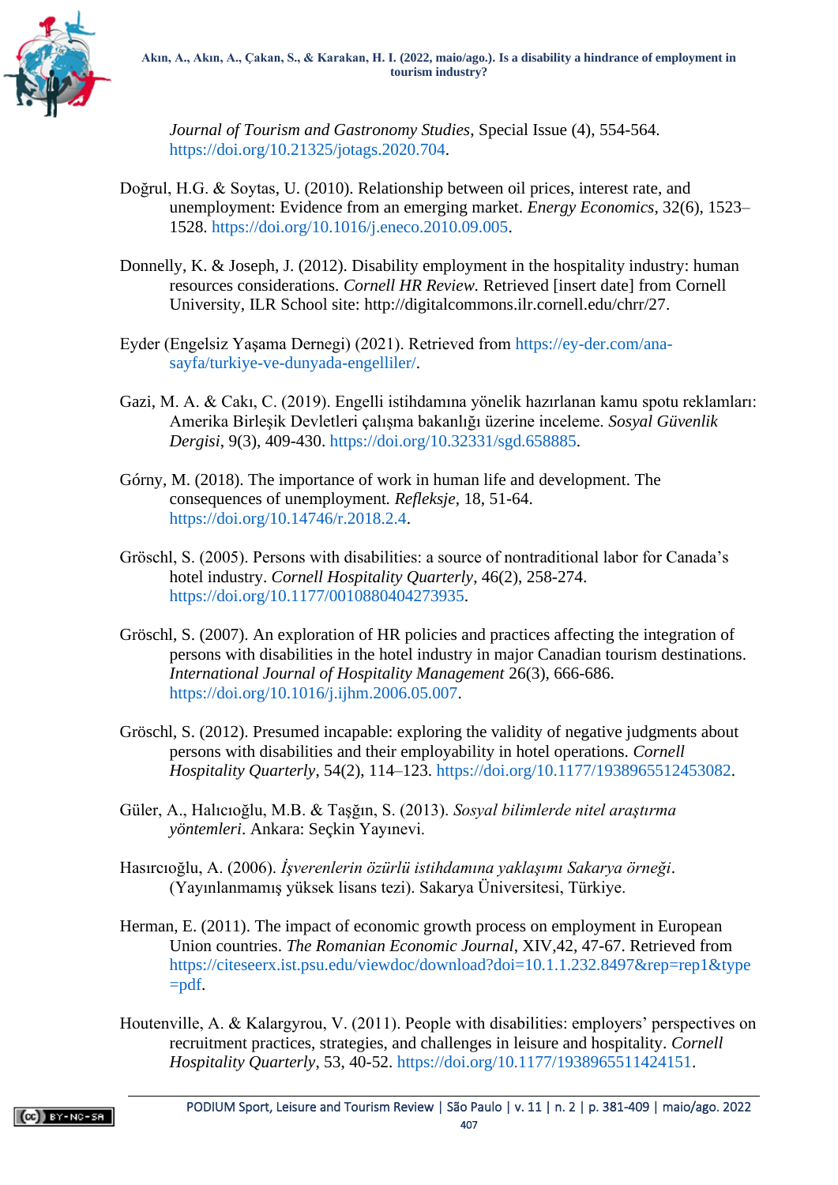*Journal of Tourism and Gastronomy Studies*, Special Issue (4), 554-564. https://doi.org/10.21325/jotags.2020.704.

Doğrul, H.G. & Soytas, U. (2010). Relationship between oil prices, interest rate, and unemployment: Evidence from an emerging market. *Energy Economics*, 32(6), 1523–1528. https://doi.org/10.1016/j.eneco.2010.09.005.

Donnelly, K. & Joseph, J. (2012). Disability employment in the hospitality industry: human resources considerations. *Cornell HR Review.* Retrieved [insert date] from Cornell University, ILR School site: http://digitalcommons.ilr.cornell.edu/chrr/27.

Eyder (Engelsiz Yaşama Dernegi) (2021). Retrieved from https://ey-der.com/ana-sayfa/turkiye-ve-dunyada-engelliler/.

Gazi, M. A. & Cakı, C. (2019). Engelli istihdamına yönelik hazırlanan kamu spotu reklamları: Amerika Birleşik Devletleri çalışma bakanlığı üzerine inceleme. *Sosyal Güvenlik Dergisi*, 9(3), 409-430. https://doi.org/10.32331/sgd.658885.

Górny, M. (2018). The importance of work in human life and development. The consequences of unemployment. *Refleksje*, 18, 51-64. https://doi.org/10.14746/r.2018.2.4.

Gröschl, S. (2005). Persons with disabilities: a source of nontraditional labor for Canada's hotel industry. *Cornell Hospitality Quarterly*, 46(2), 258-274. https://doi.org/10.1177/0010880404273935.

Gröschl, S. (2007). An exploration of HR policies and practices affecting the integration of persons with disabilities in the hotel industry in major Canadian tourism destinations. *International Journal of Hospitality Management* 26(3), 666-686. https://doi.org/10.1016/j.ijhm.2006.05.007.

Gröschl, S. (2012). Presumed incapable: exploring the validity of negative judgments about persons with disabilities and their employability in hotel operations. *Cornell Hospitality Quarterly*, 54(2), 114–123. https://doi.org/10.1177/1938965512453082.

Güler, A., Halıcıoğlu, M.B. & Taşğın, S. (2013). *Sosyal bilimlerde nitel araştırma yöntemleri*. Ankara: Seçkin Yayınevi.

Hasırcıoğlu, A. (2006). *İşverenlerin özürlü istihdamına yaklaşımı Sakarya örneği*. (Yayınlanmamış yüksek lisans tezi). Sakarya Üniversitesi, Türkiye.

Herman, E. (2011). The impact of economic growth process on employment in European Union countries. *The Romanian Economic Journal*, XIV,42, 47-67. Retrieved from https://citeseerx.ist.psu.edu/viewdoc/download?doi=10.1.1.232.8497&rep=rep1&type=pdf.

Houtenville, A. & Kalargyrou, V. (2011). People with disabilities: employers' perspectives on recruitment practices, strategies, and challenges in leisure and hospitality. *Cornell Hospitality Quarterly*, 53, 40-52. https://doi.org/10.1177/1938965511424151.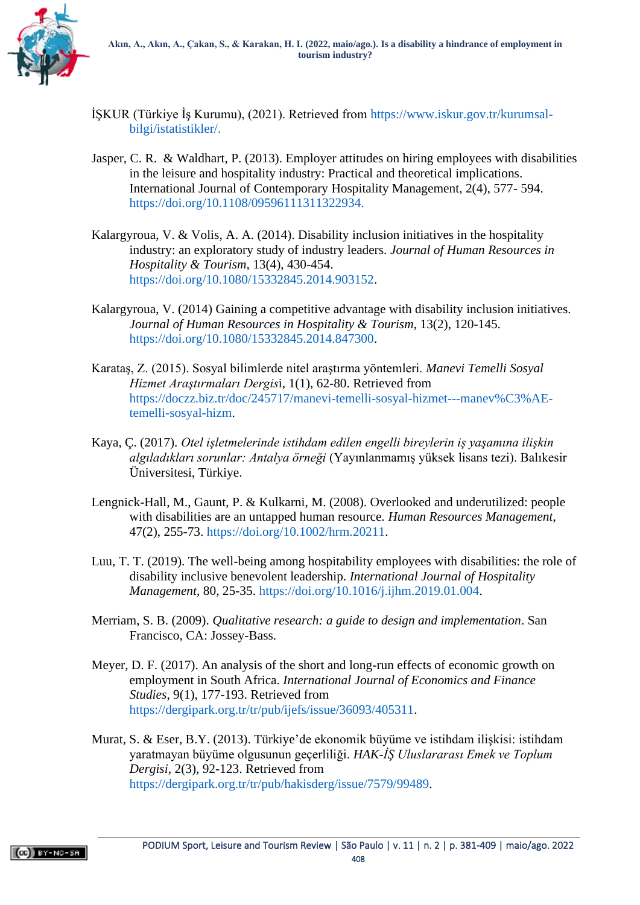İŞKUR (Türkiye İş Kurumu), (2021). Retrieved from https://www.iskur.gov.tr/kurumsal-bilgi/istatistikler/.

Jasper, C. R. & Waldhart, P. (2013). Employer attitudes on hiring employees with disabilities in the leisure and hospitality industry: Practical and theoretical implications. International Journal of Contemporary Hospitality Management, 2(4), 577- 594. https://doi.org/10.1108/09596111311322934.

Kalargyroua, V. & Volis, A. A. (2014). Disability inclusion initiatives in the hospitality industry: an exploratory study of industry leaders. *Journal of Human Resources in Hospitality & Tourism*, 13(4), 430-454. https://doi.org/10.1080/15332845.2014.903152.

Kalargyroua, V. (2014) Gaining a competitive advantage with disability inclusion initiatives. *Journal of Human Resources in Hospitality & Tourism*, 13(2), 120-145. https://doi.org/10.1080/15332845.2014.847300.

Karataş, Z. (2015). Sosyal bilimlerde nitel araştırma yöntemleri. *Manevi Temelli Sosyal Hizmet Araştırmaları Dergis*i, 1(1), 62-80. Retrieved from https://doczz.biz.tr/doc/245717/manevi-temelli-sosyal-hizmet---manev%C3%AE-temelli-sosyal-hizm.

Kaya, Ç. (2017). *Otel işletmelerinde istihdam edilen engelli bireylerin iş yaşamına ilişkin algıladıkları sorunlar: Antalya örneği* (Yayınlanmamış yüksek lisans tezi). Balıkesir Üniversitesi, Türkiye.

Lengnick-Hall, M., Gaunt, P. & Kulkarni, M. (2008). Overlooked and underutilized: people with disabilities are an untapped human resource. *Human Resources Management*, 47(2), 255-73. https://doi.org/10.1002/hrm.20211.

Luu, T. T. (2019). The well-being among hospitability employees with disabilities: the role of disability inclusive benevolent leadership. *International Journal of Hospitality Management*, 80, 25-35. https://doi.org/10.1016/j.ijhm.2019.01.004.

Merriam, S. B. (2009). *Qualitative research: a guide to design and implementation*. San Francisco, CA: Jossey-Bass.

Meyer, D. F. (2017). An analysis of the short and long-run effects of economic growth on employment in South Africa. *International Journal of Economics and Finance Studies*, 9(1), 177-193. Retrieved from https://dergipark.org.tr/tr/pub/ijefs/issue/36093/405311.

Murat, S. & Eser, B.Y. (2013). Türkiye'de ekonomik büyüme ve istihdam ilişkisi: istihdam yaratmayan büyüme olgusunun geçerliliği. *HAK-İŞ Uluslararası Emek ve Toplum Dergisi*, 2(3), 92-123. Retrieved from https://dergipark.org.tr/tr/pub/hakisderg/issue/7579/99489.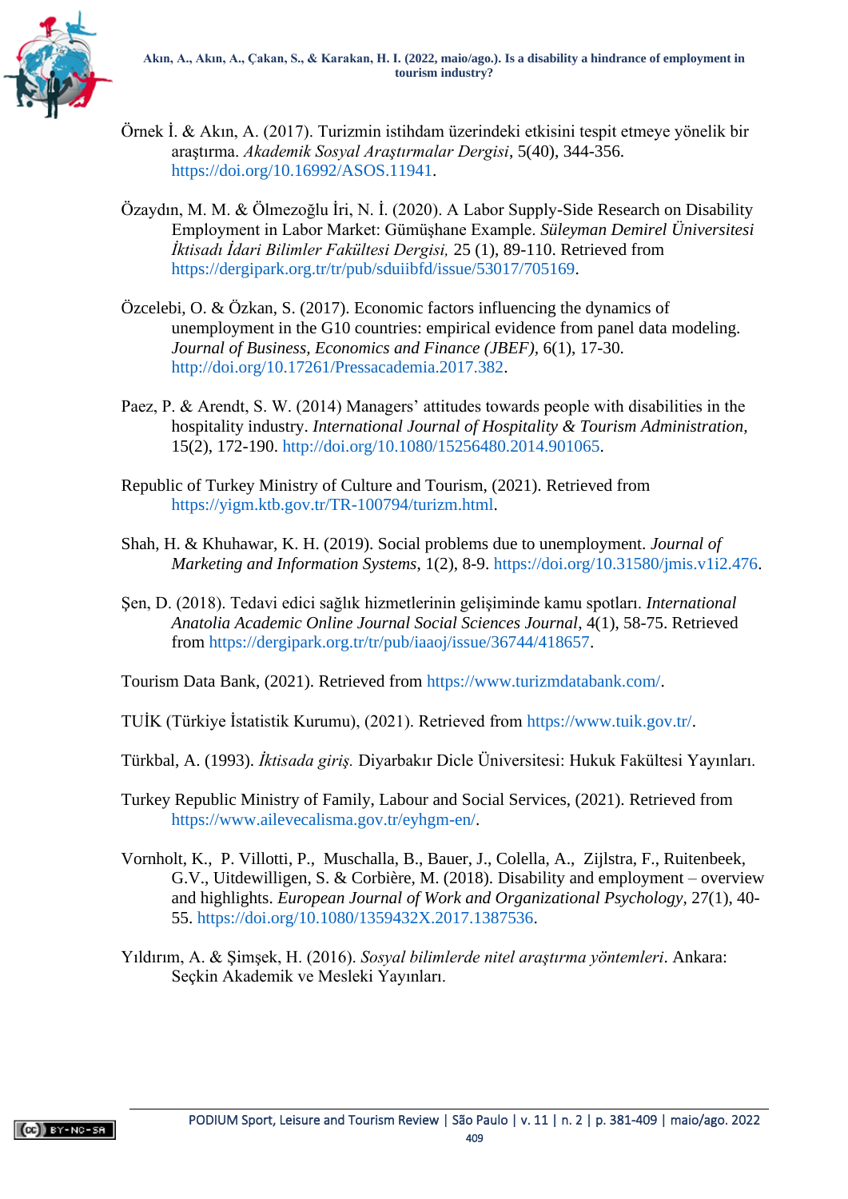Örnek İ. & Akın, A. (2017). Turizmin istihdam üzerindeki etkisini tespit etmeye yönelik bir araştırma. *Akademik Sosyal Araştırmalar Dergisi*, 5(40), 344-356. https://doi.org/10.16992/ASOS.11941.

Özaydın, M. M. & Ölmezoğlu İri, N. İ. (2020). A Labor Supply-Side Research on Disability Employment in Labor Market: Gümüşhane Example. *Süleyman Demirel Üniversitesi İktisadı İdari Bilimler Fakültesi Dergisi,* 25 (1), 89-110. Retrieved from https://dergipark.org.tr/tr/pub/sduiibfd/issue/53017/705169.

Özcelebi, O. & Özkan, S. (2017). Economic factors influencing the dynamics of unemployment in the G10 countries: empirical evidence from panel data modeling. *Journal of Business, Economics and Finance (JBEF),* 6(1), 17-30. http://doi.org/10.17261/Pressacademia.2017.382.

Paez, P. & Arendt, S. W. (2014) Managers' attitudes towards people with disabilities in the hospitality industry. *International Journal of Hospitality & Tourism Administration,* 15(2), 172-190. http://doi.org/10.1080/15256480.2014.901065.

Republic of Turkey Ministry of Culture and Tourism, (2021). Retrieved from https://yigm.ktb.gov.tr/TR-100794/turizm.html.

Shah, H. & Khuhawar, K. H. (2019). Social problems due to unemployment. *Journal of Marketing and Information Systems*, 1(2), 8-9. https://doi.org/10.31580/jmis.v1i2.476.

Şen, D. (2018). Tedavi edici sağlık hizmetlerinin gelişiminde kamu spotları. *International Anatolia Academic Online Journal Social Sciences Journal*, 4(1), 58-75. Retrieved from https://dergipark.org.tr/tr/pub/iaaoj/issue/36744/418657.

Tourism Data Bank, (2021). Retrieved from https://www.turizmdatabank.com/.

TUİK (Türkiye İstatistik Kurumu), (2021). Retrieved from https://www.tuik.gov.tr/.

Türkbal, A. (1993). *İktisada giriş.* Diyarbakır Dicle Üniversitesi: Hukuk Fakültesi Yayınları.

Turkey Republic Ministry of Family, Labour and Social Services, (2021). Retrieved from https://www.ailevecalisma.gov.tr/eyhgm-en/.

Vornholt, K., P. Villotti, P., Muschalla, B., Bauer, J., Colella, A., Zijlstra, F., Ruitenbeek, G.V., Uitdewilligen, S. & Corbière, M. (2018). Disability and employment – overview and highlights. *European Journal of Work and Organizational Psychology*, 27(1), 40-55. https://doi.org/10.1080/1359432X.2017.1387536.

Yıldırım, A. & Şimşek, H. (2016). *Sosyal bilimlerde nitel araştırma yöntemleri*. Ankara: Seçkin Akademik ve Mesleki Yayınları.